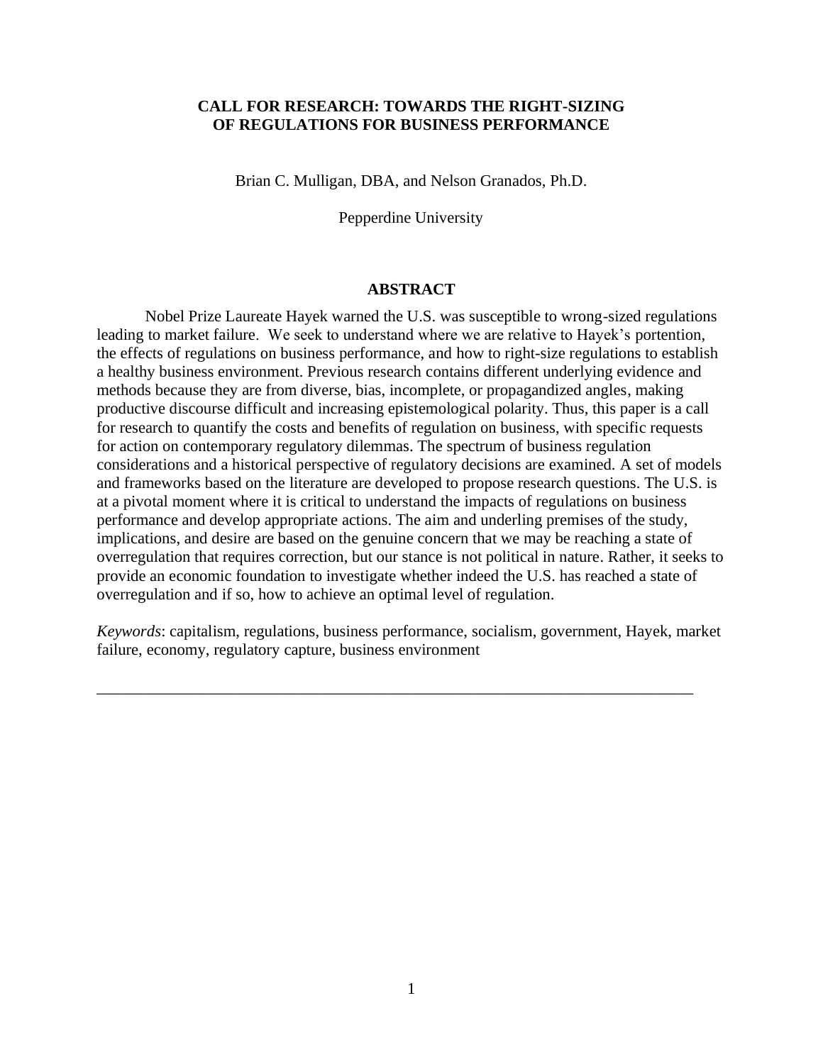# CALL FOR RESEARCH: TOWARDS THE RIGHT-SIZING OF REGULATIONS FOR BUSINESS PERFORMANCE

Brian C. Mulligan, DBA, and Nelson Granados, Ph.D.

Pepperdine University

## ABSTRACT

Nobel Prize Laureate Hayek warned the U.S. was susceptible to wrong-sized regulations leading to market failure. We seek to understand where we are relative to Hayek's portention, the effects of regulations on business performance, and how to right-size regulations to establish a healthy business environment. Previous research contains different underlying evidence and methods because they are from diverse, bias, incomplete, or propagandized angles, making productive discourse difficult and increasing epistemological polarity. Thus, this paper is a call for research to quantify the costs and benefits of regulation on business, with specific requests for action on contemporary regulatory dilemmas. The spectrum of business regulation considerations and a historical perspective of regulatory decisions are examined. A set of models and frameworks based on the literature are developed to propose research questions. The U.S. is at a pivotal moment where it is critical to understand the impacts of regulations on business performance and develop appropriate actions. The aim and underling premises of the study, implications, and desire are based on the genuine concern that we may be reaching a state of overregulation that requires correction, but our stance is not political in nature. Rather, it seeks to provide an economic foundation to investigate whether indeed the U.S. has reached a state of overregulation and if so, how to achieve an optimal level of regulation.

*Keywords*: capitalism, regulations, business performance, socialism, government, Hayek, market failure, economy, regulatory capture, business environment

---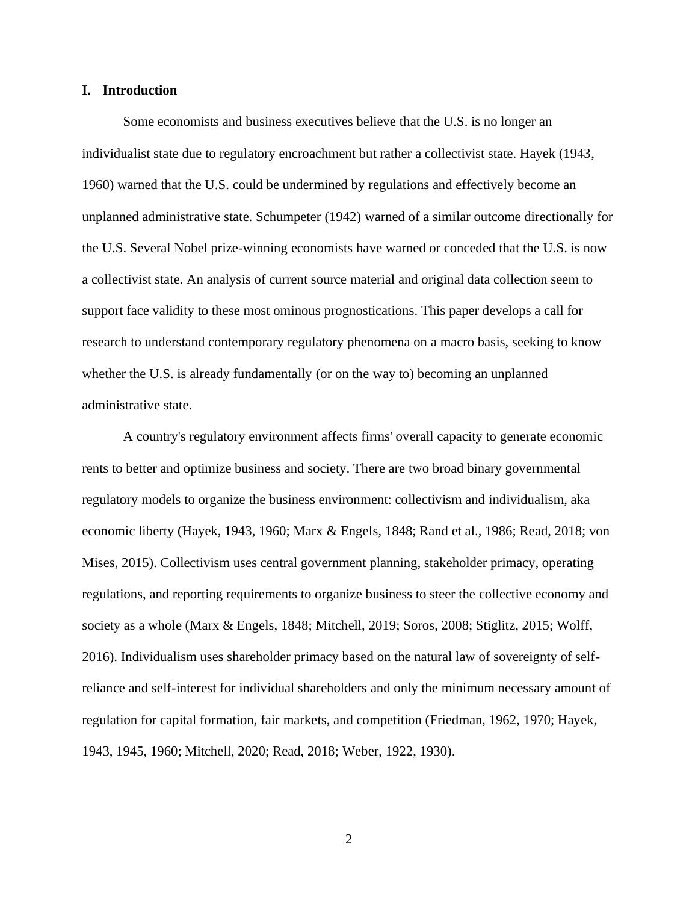## I. Introduction

Some economists and business executives believe that the U.S. is no longer an individualist state due to regulatory encroachment but rather a collectivist state. Hayek (1943, 1960) warned that the U.S. could be undermined by regulations and effectively become an unplanned administrative state. Schumpeter (1942) warned of a similar outcome directionally for the U.S. Several Nobel prize-winning economists have warned or conceded that the U.S. is now a collectivist state. An analysis of current source material and original data collection seem to support face validity to these most ominous prognostications. This paper develops a call for research to understand contemporary regulatory phenomena on a macro basis, seeking to know whether the U.S. is already fundamentally (or on the way to) becoming an unplanned administrative state.

A country's regulatory environment affects firms' overall capacity to generate economic rents to better and optimize business and society. There are two broad binary governmental regulatory models to organize the business environment: collectivism and individualism, aka economic liberty (Hayek, 1943, 1960; Marx & Engels, 1848; Rand et al., 1986; Read, 2018; von Mises, 2015). Collectivism uses central government planning, stakeholder primacy, operating regulations, and reporting requirements to organize business to steer the collective economy and society as a whole (Marx & Engels, 1848; Mitchell, 2019; Soros, 2008; Stiglitz, 2015; Wolff, 2016). Individualism uses shareholder primacy based on the natural law of sovereignty of self-reliance and self-interest for individual shareholders and only the minimum necessary amount of regulation for capital formation, fair markets, and competition (Friedman, 1962, 1970; Hayek, 1943, 1945, 1960; Mitchell, 2020; Read, 2018; Weber, 1922, 1930).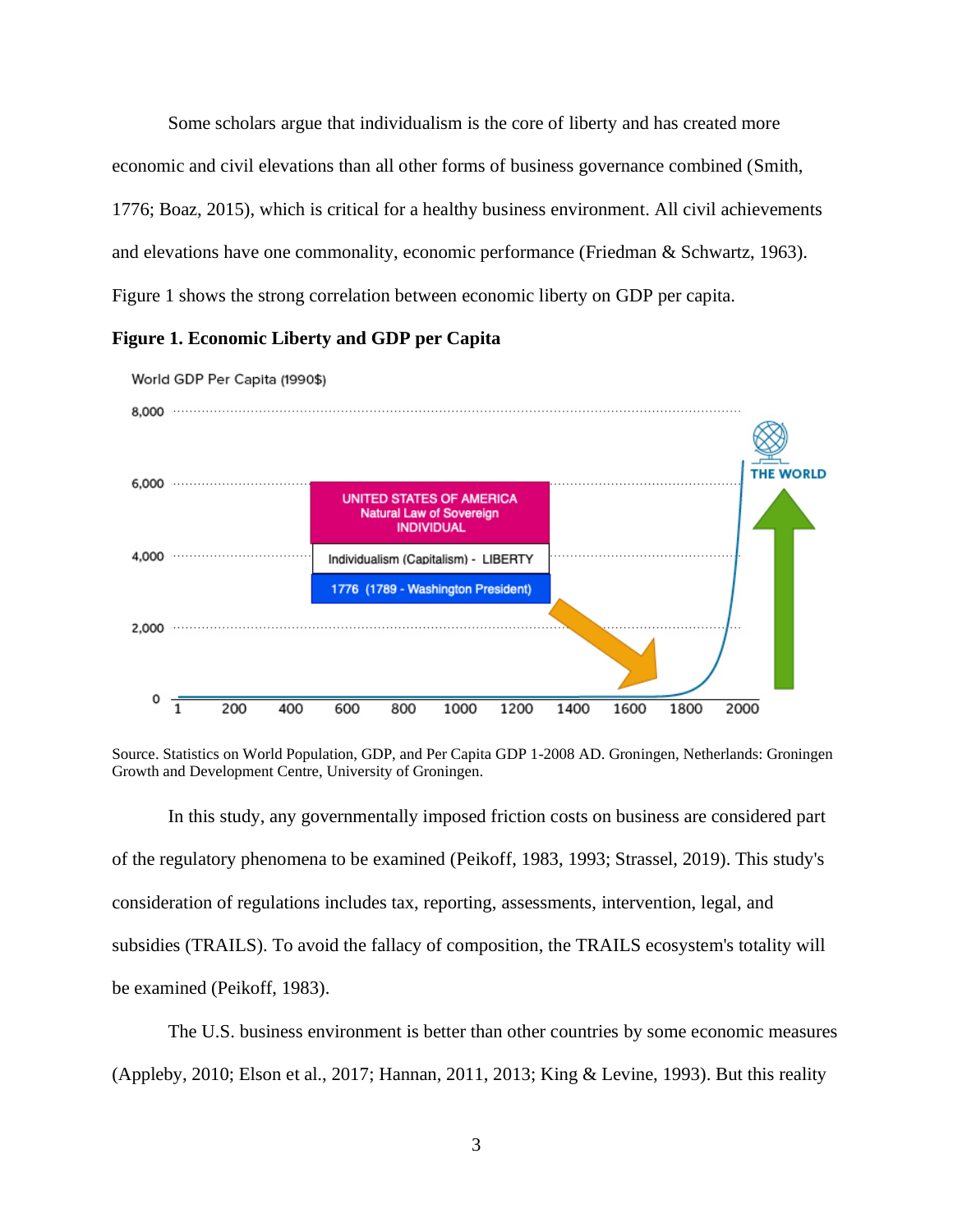Some scholars argue that individualism is the core of liberty and has created more economic and civil elevations than all other forms of business governance combined (Smith, 1776; Boaz, 2015), which is critical for a healthy business environment. All civil achievements and elevations have one commonality, economic performance (Friedman & Schwartz, 1963). Figure 1 shows the strong correlation between economic liberty on GDP per capita.

**Figure 1. Economic Liberty and GDP per Capita**

Source. Statistics on World Population, GDP, and Per Capita GDP 1-2008 AD. Groningen, Netherlands: Groningen Growth and Development Centre, University of Groningen.

In this study, any governmentally imposed friction costs on business are considered part of the regulatory phenomena to be examined (Peikoff, 1983, 1993; Strassel, 2019). This study's consideration of regulations includes tax, reporting, assessments, intervention, legal, and subsidies (TRAILS). To avoid the fallacy of composition, the TRAILS ecosystem's totality will be examined (Peikoff, 1983).

The U.S. business environment is better than other countries by some economic measures (Appleby, 2010; Elson et al., 2017; Hannan, 2011, 2013; King & Levine, 1993). But this reality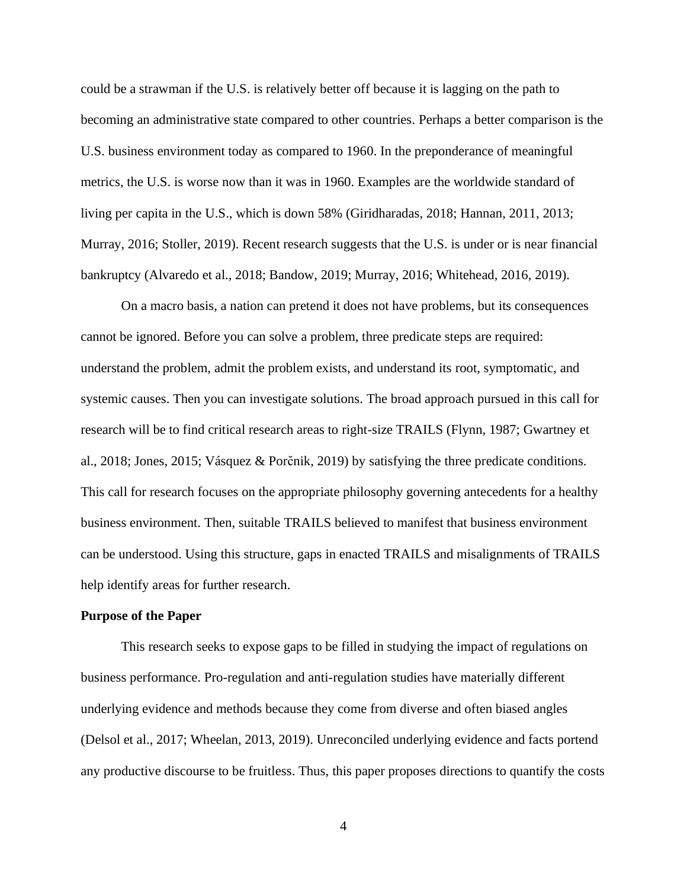could be a strawman if the U.S. is relatively better off because it is lagging on the path to becoming an administrative state compared to other countries. Perhaps a better comparison is the U.S. business environment today as compared to 1960. In the preponderance of meaningful metrics, the U.S. is worse now than it was in 1960. Examples are the worldwide standard of living per capita in the U.S., which is down 58% (Giridharadas, 2018; Hannan, 2011, 2013; Murray, 2016; Stoller, 2019). Recent research suggests that the U.S. is under or is near financial bankruptcy (Alvaredo et al., 2018; Bandow, 2019; Murray, 2016; Whitehead, 2016, 2019).

On a macro basis, a nation can pretend it does not have problems, but its consequences cannot be ignored. Before you can solve a problem, three predicate steps are required: understand the problem, admit the problem exists, and understand its root, symptomatic, and systemic causes. Then you can investigate solutions. The broad approach pursued in this call for research will be to find critical research areas to right-size TRAILS (Flynn, 1987; Gwartney et al., 2018; Jones, 2015; Vásquez & Porčnik, 2019) by satisfying the three predicate conditions. This call for research focuses on the appropriate philosophy governing antecedents for a healthy business environment. Then, suitable TRAILS believed to manifest that business environment can be understood. Using this structure, gaps in enacted TRAILS and misalignments of TRAILS help identify areas for further research.

**Purpose of the Paper**

This research seeks to expose gaps to be filled in studying the impact of regulations on business performance. Pro-regulation and anti-regulation studies have materially different underlying evidence and methods because they come from diverse and often biased angles (Delsol et al., 2017; Wheelan, 2013, 2019). Unreconciled underlying evidence and facts portend any productive discourse to be fruitless. Thus, this paper proposes directions to quantify the costs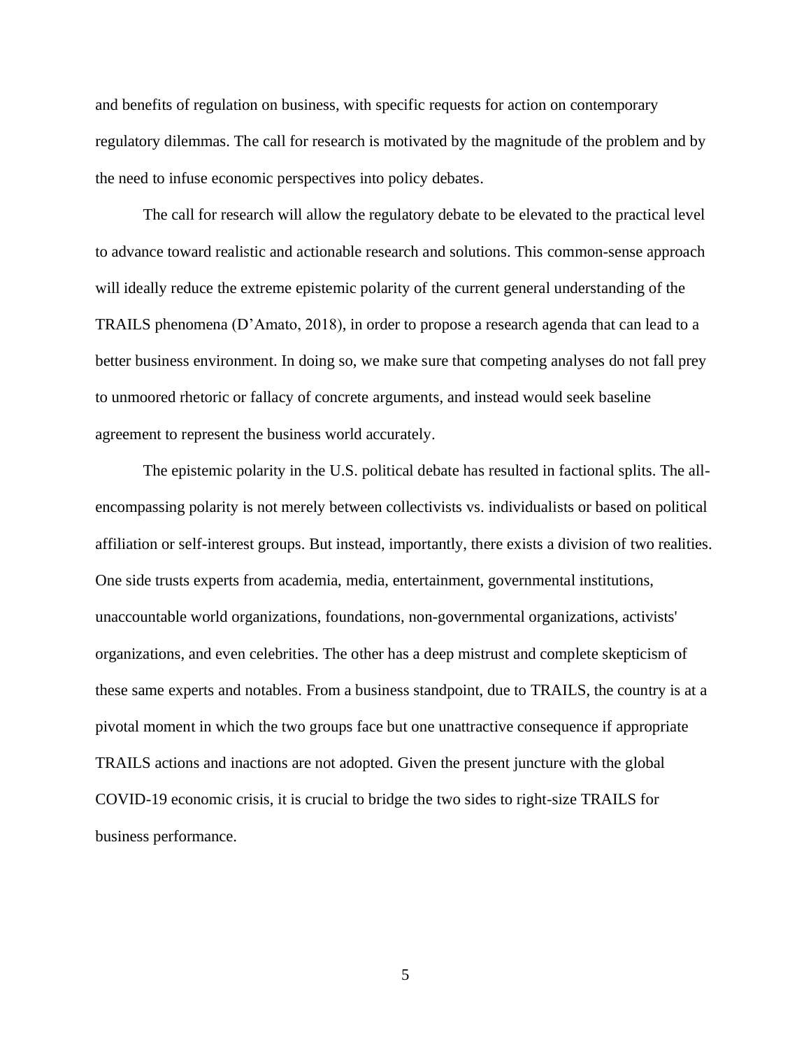and benefits of regulation on business, with specific requests for action on contemporary regulatory dilemmas. The call for research is motivated by the magnitude of the problem and by the need to infuse economic perspectives into policy debates.

The call for research will allow the regulatory debate to be elevated to the practical level to advance toward realistic and actionable research and solutions. This common-sense approach will ideally reduce the extreme epistemic polarity of the current general understanding of the TRAILS phenomena (D'Amato, 2018), in order to propose a research agenda that can lead to a better business environment. In doing so, we make sure that competing analyses do not fall prey to unmoored rhetoric or fallacy of concrete arguments, and instead would seek baseline agreement to represent the business world accurately.

The epistemic polarity in the U.S. political debate has resulted in factional splits. The all-encompassing polarity is not merely between collectivists vs. individualists or based on political affiliation or self-interest groups. But instead, importantly, there exists a division of two realities. One side trusts experts from academia, media, entertainment, governmental institutions, unaccountable world organizations, foundations, non-governmental organizations, activists' organizations, and even celebrities. The other has a deep mistrust and complete skepticism of these same experts and notables. From a business standpoint, due to TRAILS, the country is at a pivotal moment in which the two groups face but one unattractive consequence if appropriate TRAILS actions and inactions are not adopted. Given the present juncture with the global COVID-19 economic crisis, it is crucial to bridge the two sides to right-size TRAILS for business performance.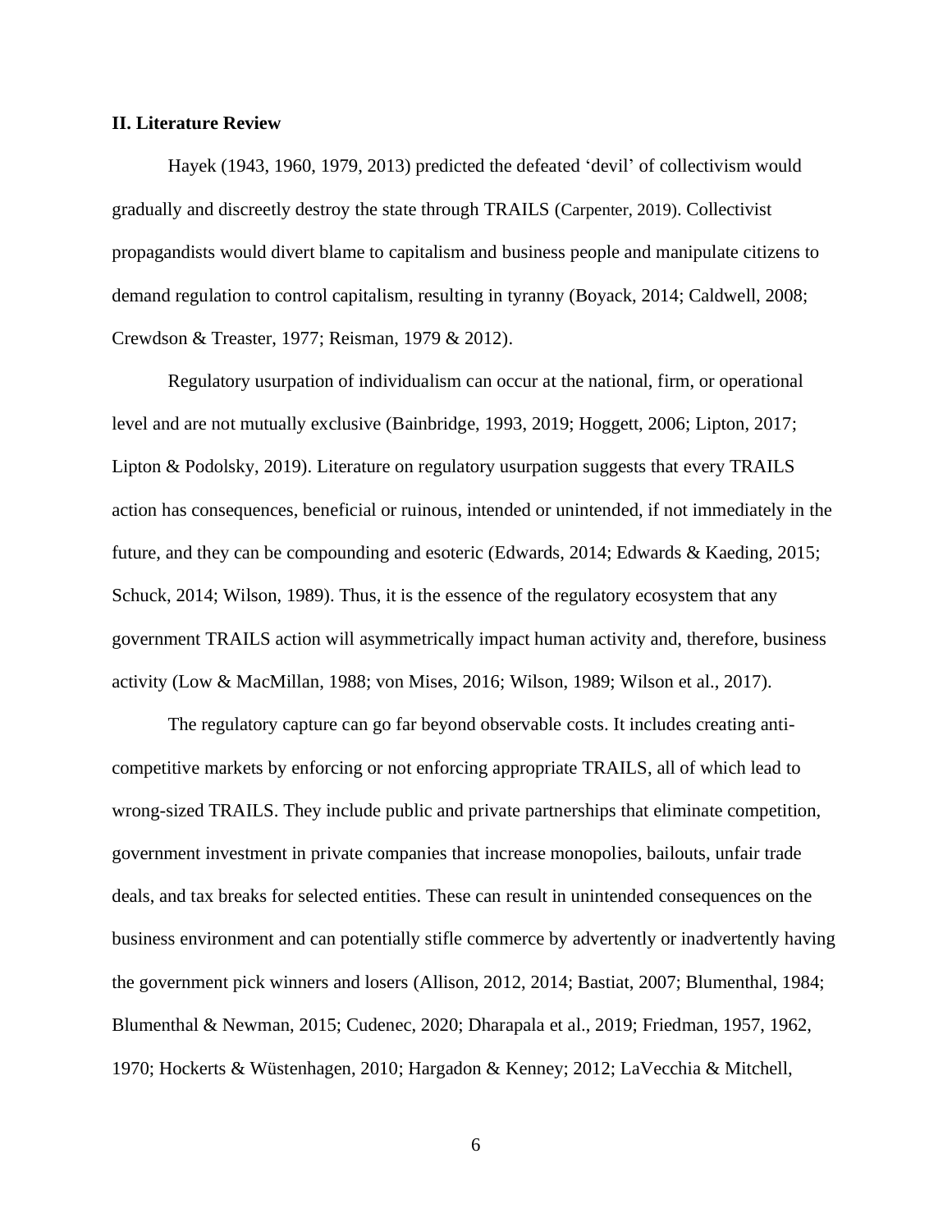## II. Literature Review

Hayek (1943, 1960, 1979, 2013) predicted the defeated 'devil' of collectivism would gradually and discreetly destroy the state through TRAILS (Carpenter, 2019). Collectivist propagandists would divert blame to capitalism and business people and manipulate citizens to demand regulation to control capitalism, resulting in tyranny (Boyack, 2014; Caldwell, 2008; Crewdson & Treaster, 1977; Reisman, 1979 & 2012).

Regulatory usurpation of individualism can occur at the national, firm, or operational level and are not mutually exclusive (Bainbridge, 1993, 2019; Hoggett, 2006; Lipton, 2017; Lipton & Podolsky, 2019). Literature on regulatory usurpation suggests that every TRAILS action has consequences, beneficial or ruinous, intended or unintended, if not immediately in the future, and they can be compounding and esoteric (Edwards, 2014; Edwards & Kaeding, 2015; Schuck, 2014; Wilson, 1989). Thus, it is the essence of the regulatory ecosystem that any government TRAILS action will asymmetrically impact human activity and, therefore, business activity (Low & MacMillan, 1988; von Mises, 2016; Wilson, 1989; Wilson et al., 2017).

The regulatory capture can go far beyond observable costs. It includes creating anti-competitive markets by enforcing or not enforcing appropriate TRAILS, all of which lead to wrong-sized TRAILS. They include public and private partnerships that eliminate competition, government investment in private companies that increase monopolies, bailouts, unfair trade deals, and tax breaks for selected entities. These can result in unintended consequences on the business environment and can potentially stifle commerce by advertently or inadvertently having the government pick winners and losers (Allison, 2012, 2014; Bastiat, 2007; Blumenthal, 1984; Blumenthal & Newman, 2015; Cudenec, 2020; Dharapala et al., 2019; Friedman, 1957, 1962, 1970; Hockerts & Wüstenhagen, 2010; Hargadon & Kenney; 2012; LaVecchia & Mitchell,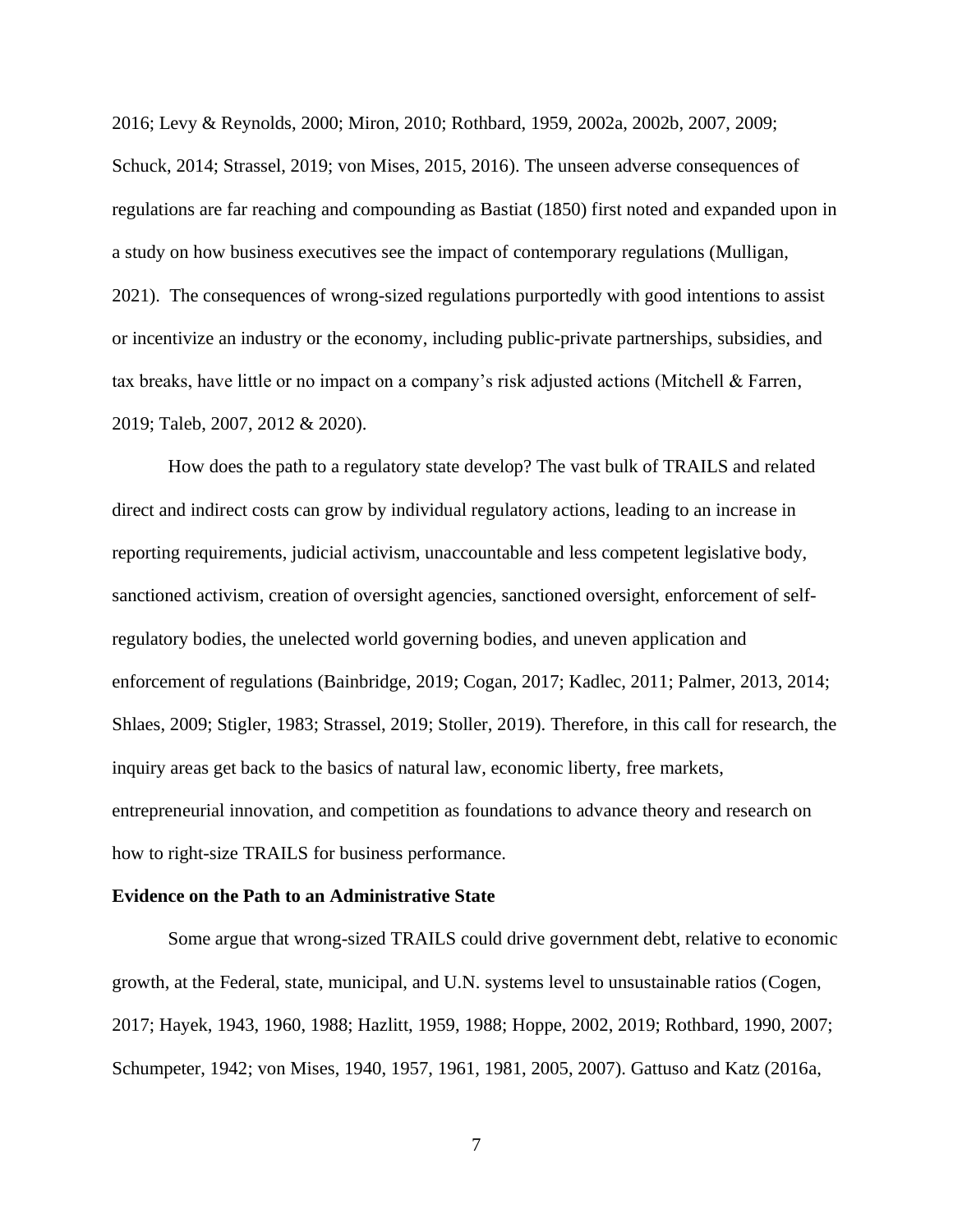2016; Levy & Reynolds, 2000; Miron, 2010; Rothbard, 1959, 2002a, 2002b, 2007, 2009; Schuck, 2014; Strassel, 2019; von Mises, 2015, 2016). The unseen adverse consequences of regulations are far reaching and compounding as Bastiat (1850) first noted and expanded upon in a study on how business executives see the impact of contemporary regulations (Mulligan, 2021). The consequences of wrong-sized regulations purportedly with good intentions to assist or incentivize an industry or the economy, including public-private partnerships, subsidies, and tax breaks, have little or no impact on a company's risk adjusted actions (Mitchell & Farren, 2019; Taleb, 2007, 2012 & 2020).

How does the path to a regulatory state develop? The vast bulk of TRAILS and related direct and indirect costs can grow by individual regulatory actions, leading to an increase in reporting requirements, judicial activism, unaccountable and less competent legislative body, sanctioned activism, creation of oversight agencies, sanctioned oversight, enforcement of self-regulatory bodies, the unelected world governing bodies, and uneven application and enforcement of regulations (Bainbridge, 2019; Cogan, 2017; Kadlec, 2011; Palmer, 2013, 2014; Shlaes, 2009; Stigler, 1983; Strassel, 2019; Stoller, 2019). Therefore, in this call for research, the inquiry areas get back to the basics of natural law, economic liberty, free markets, entrepreneurial innovation, and competition as foundations to advance theory and research on how to right-size TRAILS for business performance.

**Evidence on the Path to an Administrative State**

Some argue that wrong-sized TRAILS could drive government debt, relative to economic growth, at the Federal, state, municipal, and U.N. systems level to unsustainable ratios (Cogen, 2017; Hayek, 1943, 1960, 1988; Hazlitt, 1959, 1988; Hoppe, 2002, 2019; Rothbard, 1990, 2007; Schumpeter, 1942; von Mises, 1940, 1957, 1961, 1981, 2005, 2007). Gattuso and Katz (2016a,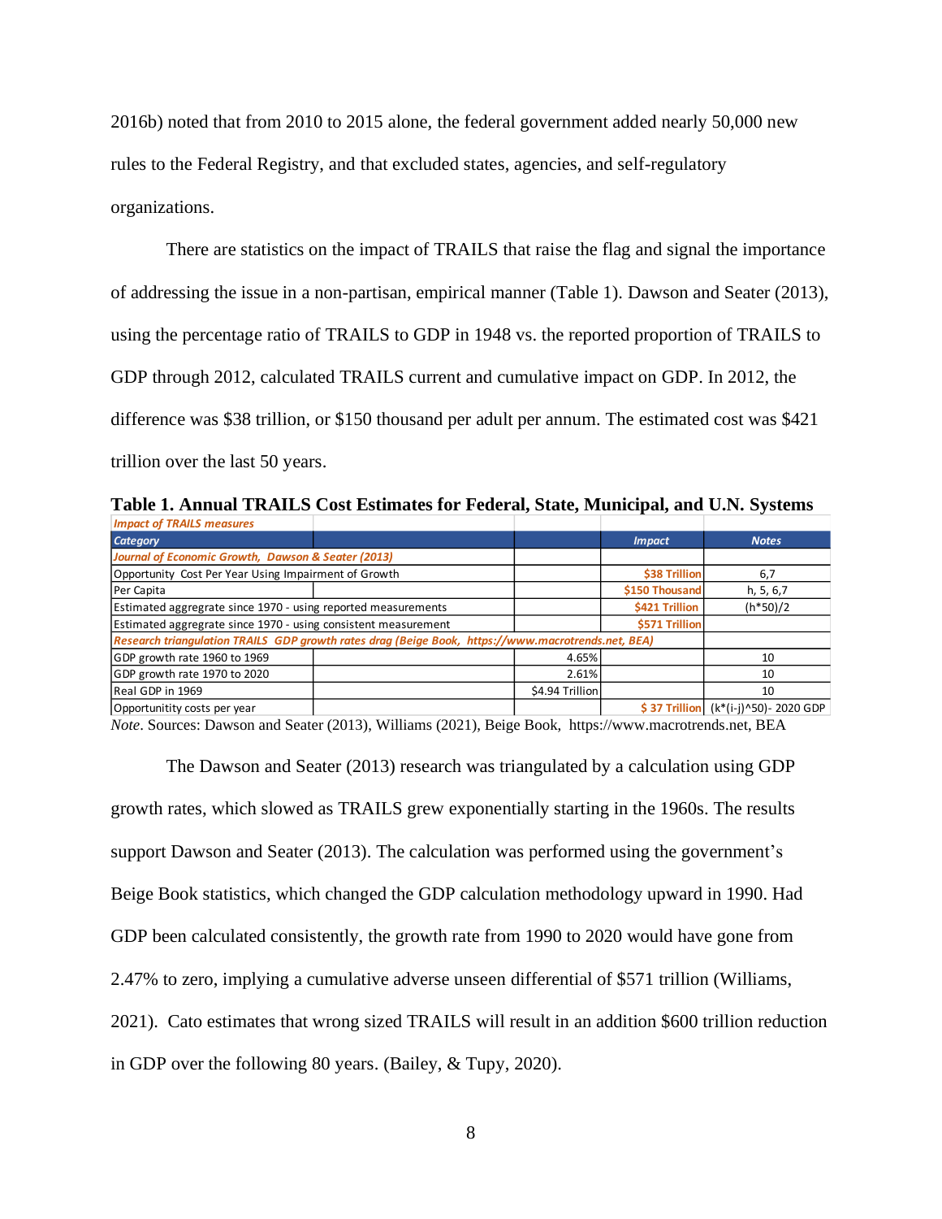2016b) noted that from 2010 to 2015 alone, the federal government added nearly 50,000 new rules to the Federal Registry, and that excluded states, agencies, and self-regulatory organizations.

There are statistics on the impact of TRAILS that raise the flag and signal the importance of addressing the issue in a non-partisan, empirical manner (Table 1). Dawson and Seater (2013), using the percentage ratio of TRAILS to GDP in 1948 vs. the reported proportion of TRAILS to GDP through 2012, calculated TRAILS current and cumulative impact on GDP. In 2012, the difference was $38 trillion, or $150 thousand per adult per annum. The estimated cost was $421 trillion over the last 50 years.

**Table 1. Annual TRAILS Cost Estimates for Federal, State, Municipal, and U.N. Systems**

| *Impact of TRAILS measures* | | | | |
|---|---|---|---|---|
| ***Category*** | | | ***Impact*** | **Notes** |
| *Journal of Economic Growth, Dawson & Seater (2013)* | | | | |
| Opportunity Cost Per Year Using Impairment of Growth | | | $38 Trillion | 6,7 |
| Per Capita | | | $150 Thousand | h, 5, 6,7 |
| Estimated aggregate since 1970 - using reported measurements | | | $421 Trillion | (h*50)/2 |
| Estimated aggregate since 1970 - using consistent measurement | | | $571 Trillion | |
| *Research triangulation TRAILS GDP growth rates drag (Beige Book, https://www.macrotrends.net, BEA)* | | | | |
| GDP growth rate 1960 to 1969 | | 4.65% | | 10 |
| GDP growth rate 1970 to 2020 | | 2.61% | | 10 |
| Real GDP in 1969 | | $4.94 Trillion | | 10 |
| Opportunity costs per year | | | $ 37 Trillion | (k*(i-j)^50)- 2020 GDP |

*Note*. Sources: Dawson and Seater (2013), Williams (2021), Beige Book, https://www.macrotrends.net, BEA

The Dawson and Seater (2013) research was triangulated by a calculation using GDP growth rates, which slowed as TRAILS grew exponentially starting in the 1960s. The results support Dawson and Seater (2013). The calculation was performed using the government's Beige Book statistics, which changed the GDP calculation methodology upward in 1990. Had GDP been calculated consistently, the growth rate from 1990 to 2020 would have gone from 2.47% to zero, implying a cumulative adverse unseen differential of $571 trillion (Williams, 2021). Cato estimates that wrong sized TRAILS will result in an addition $600 trillion reduction in GDP over the following 80 years. (Bailey, & Tupy, 2020).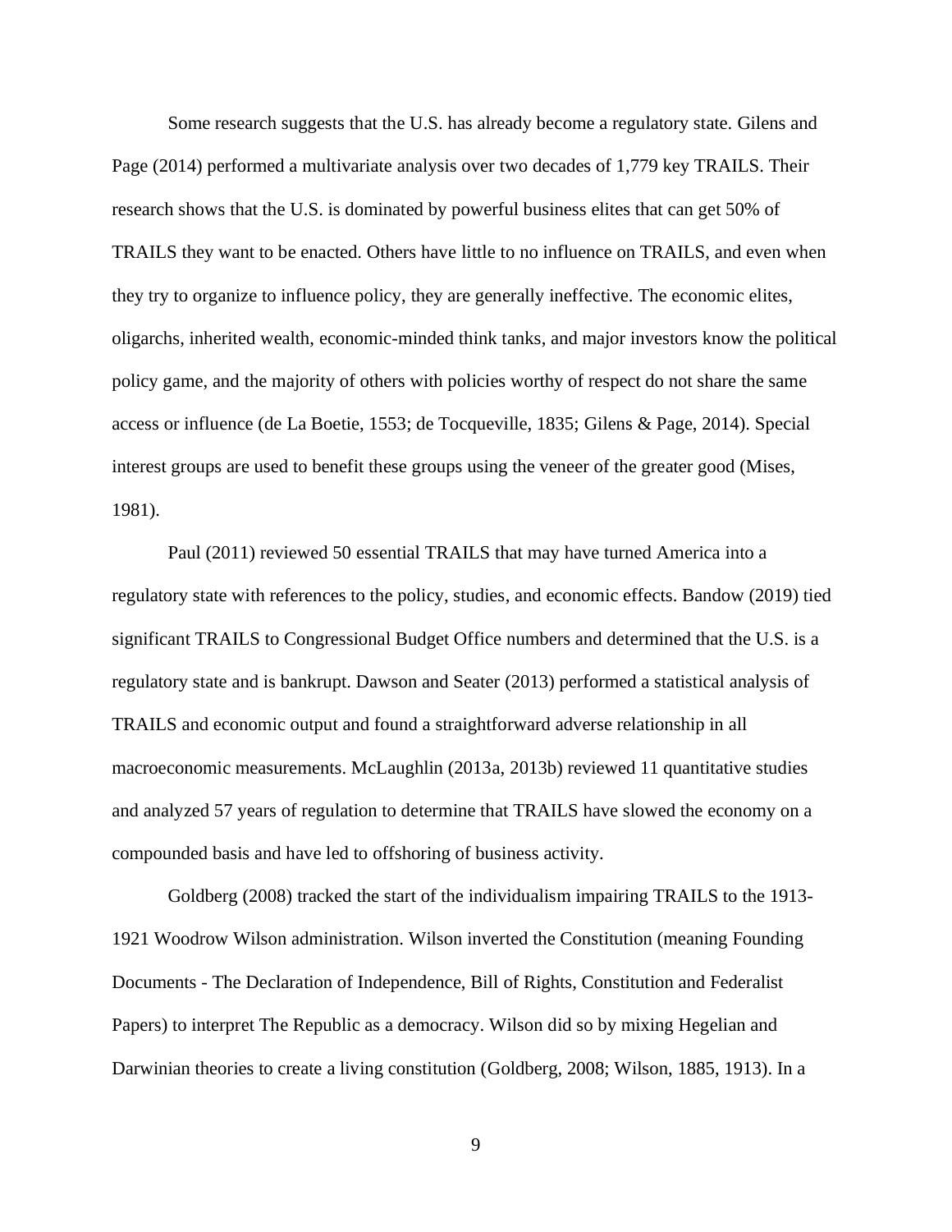Some research suggests that the U.S. has already become a regulatory state. Gilens and Page (2014) performed a multivariate analysis over two decades of 1,779 key TRAILS. Their research shows that the U.S. is dominated by powerful business elites that can get 50% of TRAILS they want to be enacted. Others have little to no influence on TRAILS, and even when they try to organize to influence policy, they are generally ineffective. The economic elites, oligarchs, inherited wealth, economic-minded think tanks, and major investors know the political policy game, and the majority of others with policies worthy of respect do not share the same access or influence (de La Boetie, 1553; de Tocqueville, 1835; Gilens & Page, 2014). Special interest groups are used to benefit these groups using the veneer of the greater good (Mises, 1981).

Paul (2011) reviewed 50 essential TRAILS that may have turned America into a regulatory state with references to the policy, studies, and economic effects. Bandow (2019) tied significant TRAILS to Congressional Budget Office numbers and determined that the U.S. is a regulatory state and is bankrupt. Dawson and Seater (2013) performed a statistical analysis of TRAILS and economic output and found a straightforward adverse relationship in all macroeconomic measurements. McLaughlin (2013a, 2013b) reviewed 11 quantitative studies and analyzed 57 years of regulation to determine that TRAILS have slowed the economy on a compounded basis and have led to offshoring of business activity.

Goldberg (2008) tracked the start of the individualism impairing TRAILS to the 1913-1921 Woodrow Wilson administration. Wilson inverted the Constitution (meaning Founding Documents - The Declaration of Independence, Bill of Rights, Constitution and Federalist Papers) to interpret The Republic as a democracy. Wilson did so by mixing Hegelian and Darwinian theories to create a living constitution (Goldberg, 2008; Wilson, 1885, 1913). In a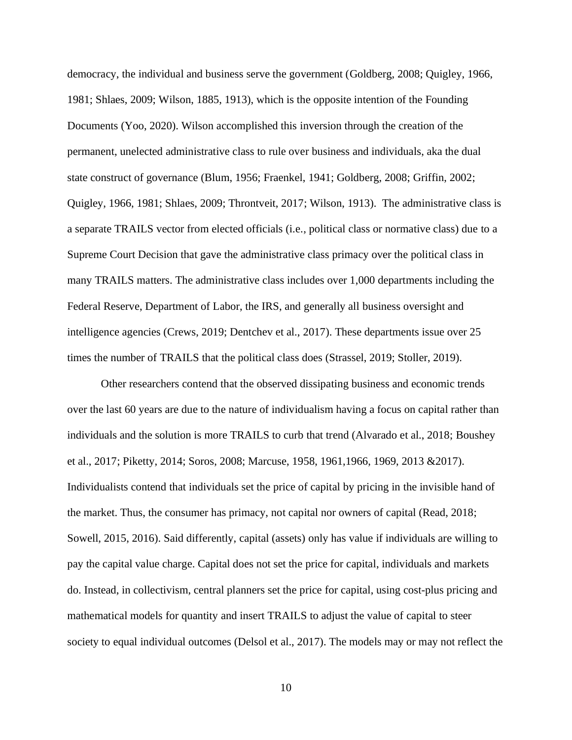democracy, the individual and business serve the government (Goldberg, 2008; Quigley, 1966, 1981; Shlaes, 2009; Wilson, 1885, 1913), which is the opposite intention of the Founding Documents (Yoo, 2020). Wilson accomplished this inversion through the creation of the permanent, unelected administrative class to rule over business and individuals, aka the dual state construct of governance (Blum, 1956; Fraenkel, 1941; Goldberg, 2008; Griffin, 2002; Quigley, 1966, 1981; Shlaes, 2009; Throntveit, 2017; Wilson, 1913). The administrative class is a separate TRAILS vector from elected officials (i.e., political class or normative class) due to a Supreme Court Decision that gave the administrative class primacy over the political class in many TRAILS matters. The administrative class includes over 1,000 departments including the Federal Reserve, Department of Labor, the IRS, and generally all business oversight and intelligence agencies (Crews, 2019; Dentchev et al., 2017). These departments issue over 25 times the number of TRAILS that the political class does (Strassel, 2019; Stoller, 2019).

Other researchers contend that the observed dissipating business and economic trends over the last 60 years are due to the nature of individualism having a focus on capital rather than individuals and the solution is more TRAILS to curb that trend (Alvarado et al., 2018; Boushey et al., 2017; Piketty, 2014; Soros, 2008; Marcuse, 1958, 1961,1966, 1969, 2013 &2017). Individualists contend that individuals set the price of capital by pricing in the invisible hand of the market. Thus, the consumer has primacy, not capital nor owners of capital (Read, 2018; Sowell, 2015, 2016). Said differently, capital (assets) only has value if individuals are willing to pay the capital value charge. Capital does not set the price for capital, individuals and markets do. Instead, in collectivism, central planners set the price for capital, using cost-plus pricing and mathematical models for quantity and insert TRAILS to adjust the value of capital to steer society to equal individual outcomes (Delsol et al., 2017). The models may or may not reflect the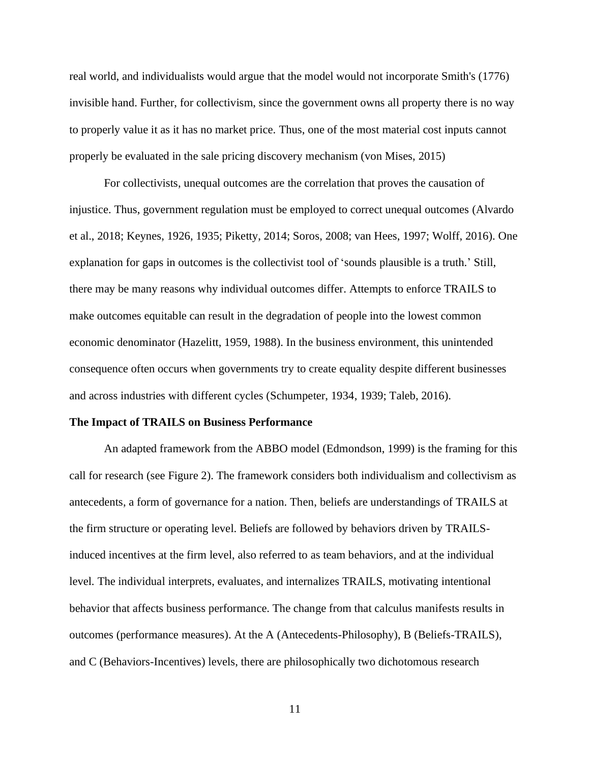real world, and individualists would argue that the model would not incorporate Smith's (1776) invisible hand. Further, for collectivism, since the government owns all property there is no way to properly value it as it has no market price. Thus, one of the most material cost inputs cannot properly be evaluated in the sale pricing discovery mechanism (von Mises, 2015)

For collectivists, unequal outcomes are the correlation that proves the causation of injustice. Thus, government regulation must be employed to correct unequal outcomes (Alvardo et al., 2018; Keynes, 1926, 1935; Piketty, 2014; Soros, 2008; van Hees, 1997; Wolff, 2016). One explanation for gaps in outcomes is the collectivist tool of 'sounds plausible is a truth.' Still, there may be many reasons why individual outcomes differ. Attempts to enforce TRAILS to make outcomes equitable can result in the degradation of people into the lowest common economic denominator (Hazelitt, 1959, 1988). In the business environment, this unintended consequence often occurs when governments try to create equality despite different businesses and across industries with different cycles (Schumpeter, 1934, 1939; Taleb, 2016).

**The Impact of TRAILS on Business Performance**

An adapted framework from the ABBO model (Edmondson, 1999) is the framing for this call for research (see Figure 2). The framework considers both individualism and collectivism as antecedents, a form of governance for a nation. Then, beliefs are understandings of TRAILS at the firm structure or operating level. Beliefs are followed by behaviors driven by TRAILS-induced incentives at the firm level, also referred to as team behaviors, and at the individual level. The individual interprets, evaluates, and internalizes TRAILS, motivating intentional behavior that affects business performance. The change from that calculus manifests results in outcomes (performance measures). At the A (Antecedents-Philosophy), B (Beliefs-TRAILS), and C (Behaviors-Incentives) levels, there are philosophically two dichotomous research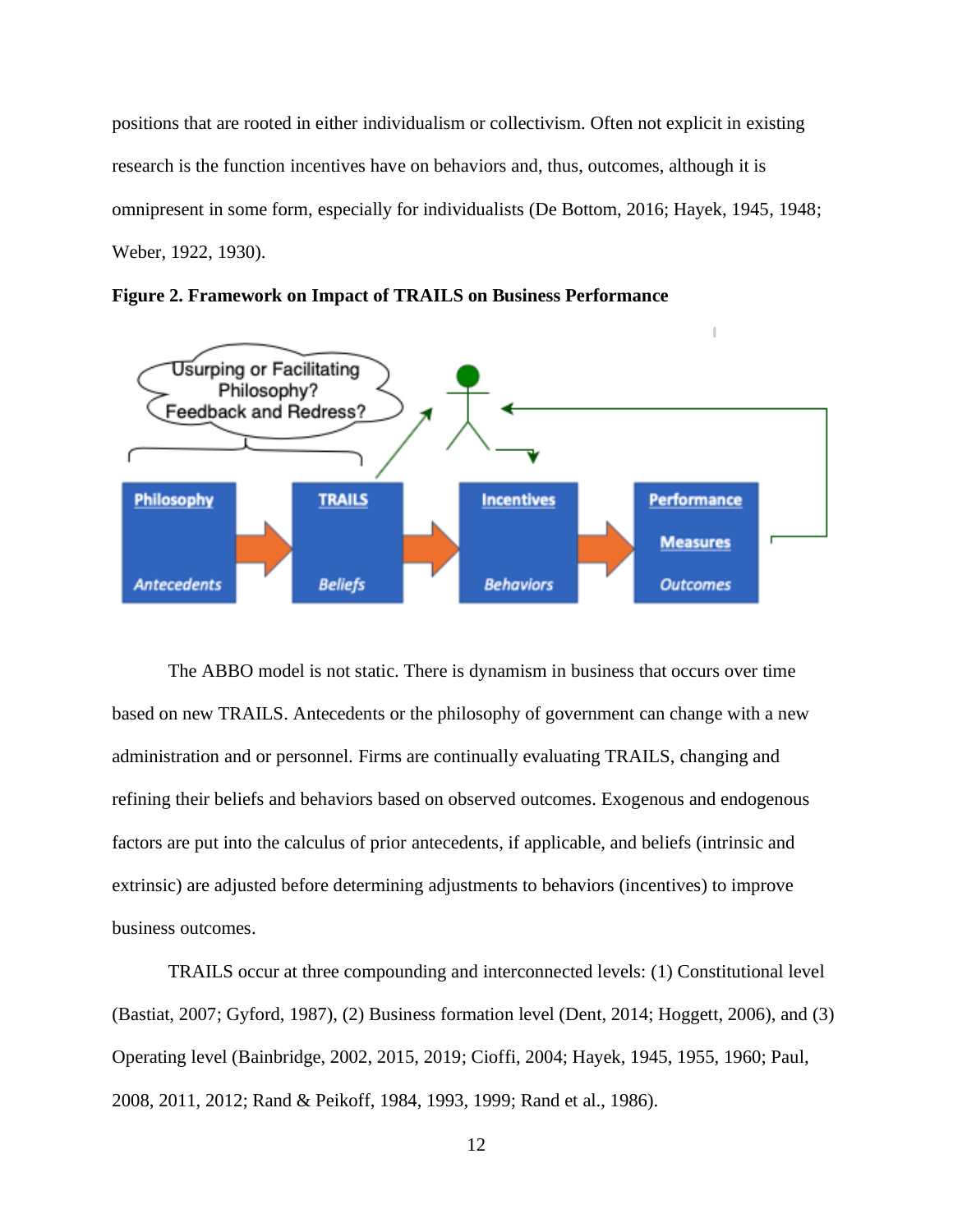positions that are rooted in either individualism or collectivism. Often not explicit in existing research is the function incentives have on behaviors and, thus, outcomes, although it is omnipresent in some form, especially for individualists (De Bottom, 2016; Hayek, 1945, 1948; Weber, 1922, 1930).

**Figure 2. Framework on Impact of TRAILS on Business Performance**

The ABBO model is not static. There is dynamism in business that occurs over time based on new TRAILS. Antecedents or the philosophy of government can change with a new administration and or personnel. Firms are continually evaluating TRAILS, changing and refining their beliefs and behaviors based on observed outcomes. Exogenous and endogenous factors are put into the calculus of prior antecedents, if applicable, and beliefs (intrinsic and extrinsic) are adjusted before determining adjustments to behaviors (incentives) to improve business outcomes.

TRAILS occur at three compounding and interconnected levels: (1) Constitutional level (Bastiat, 2007; Gyford, 1987), (2) Business formation level (Dent, 2014; Hoggett, 2006), and (3) Operating level (Bainbridge, 2002, 2015, 2019; Cioffi, 2004; Hayek, 1945, 1955, 1960; Paul, 2008, 2011, 2012; Rand & Peikoff, 1984, 1993, 1999; Rand et al., 1986).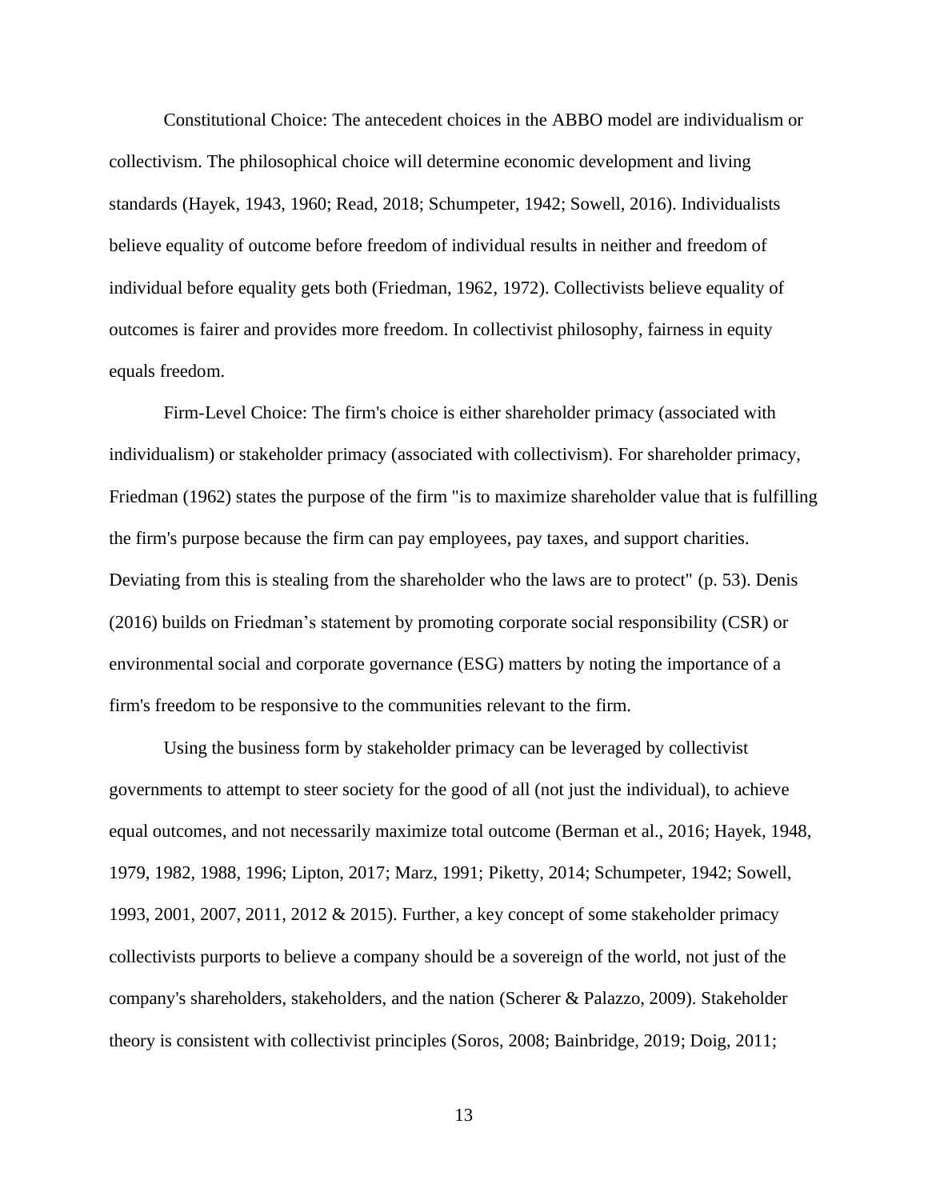Constitutional Choice: The antecedent choices in the ABBO model are individualism or collectivism. The philosophical choice will determine economic development and living standards (Hayek, 1943, 1960; Read, 2018; Schumpeter, 1942; Sowell, 2016). Individualists believe equality of outcome before freedom of individual results in neither and freedom of individual before equality gets both (Friedman, 1962, 1972). Collectivists believe equality of outcomes is fairer and provides more freedom. In collectivist philosophy, fairness in equity equals freedom.

Firm-Level Choice: The firm's choice is either shareholder primacy (associated with individualism) or stakeholder primacy (associated with collectivism). For shareholder primacy, Friedman (1962) states the purpose of the firm "is to maximize shareholder value that is fulfilling the firm's purpose because the firm can pay employees, pay taxes, and support charities. Deviating from this is stealing from the shareholder who the laws are to protect" (p. 53). Denis (2016) builds on Friedman's statement by promoting corporate social responsibility (CSR) or environmental social and corporate governance (ESG) matters by noting the importance of a firm's freedom to be responsive to the communities relevant to the firm.

Using the business form by stakeholder primacy can be leveraged by collectivist governments to attempt to steer society for the good of all (not just the individual), to achieve equal outcomes, and not necessarily maximize total outcome (Berman et al., 2016; Hayek, 1948, 1979, 1982, 1988, 1996; Lipton, 2017; Marz, 1991; Piketty, 2014; Schumpeter, 1942; Sowell, 1993, 2001, 2007, 2011, 2012 & 2015). Further, a key concept of some stakeholder primacy collectivists purports to believe a company should be a sovereign of the world, not just of the company's shareholders, stakeholders, and the nation (Scherer & Palazzo, 2009). Stakeholder theory is consistent with collectivist principles (Soros, 2008; Bainbridge, 2019; Doig, 2011;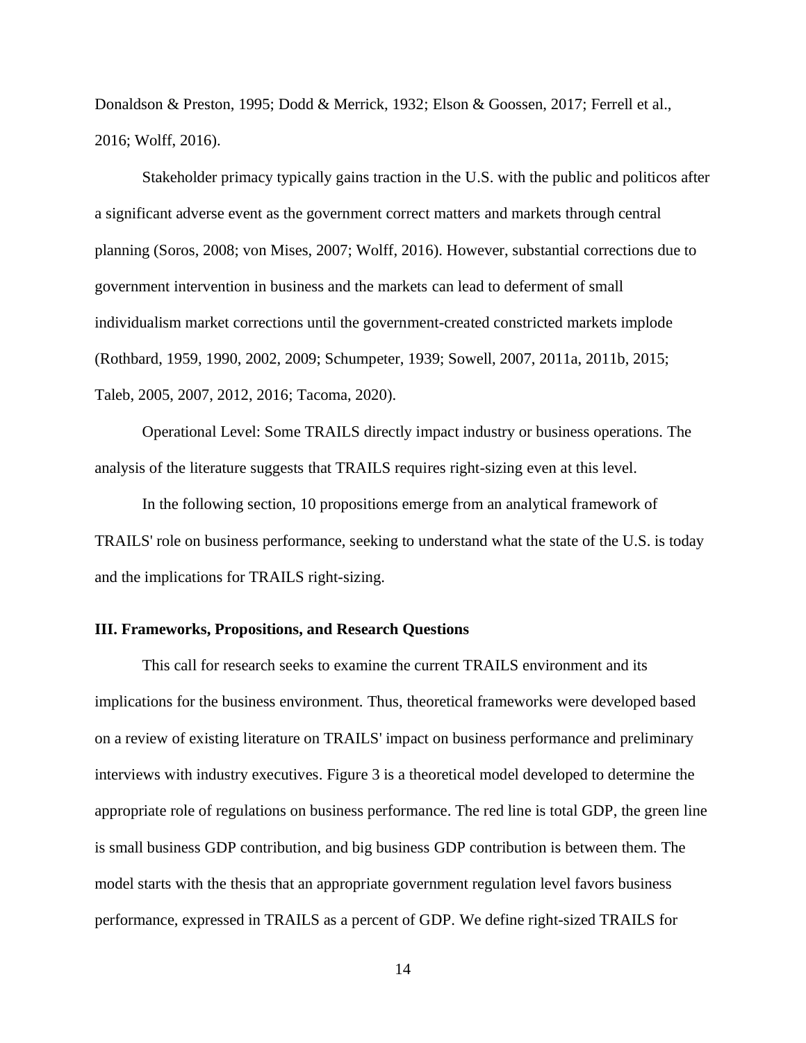Donaldson & Preston, 1995; Dodd & Merrick, 1932; Elson & Goossen, 2017; Ferrell et al., 2016; Wolff, 2016).

Stakeholder primacy typically gains traction in the U.S. with the public and politicos after a significant adverse event as the government correct matters and markets through central planning (Soros, 2008; von Mises, 2007; Wolff, 2016). However, substantial corrections due to government intervention in business and the markets can lead to deferment of small individualism market corrections until the government-created constricted markets implode (Rothbard, 1959, 1990, 2002, 2009; Schumpeter, 1939; Sowell, 2007, 2011a, 2011b, 2015; Taleb, 2005, 2007, 2012, 2016; Tacoma, 2020).

Operational Level: Some TRAILS directly impact industry or business operations. The analysis of the literature suggests that TRAILS requires right-sizing even at this level.

In the following section, 10 propositions emerge from an analytical framework of TRAILS' role on business performance, seeking to understand what the state of the U.S. is today and the implications for TRAILS right-sizing.

### III. Frameworks, Propositions, and Research Questions

This call for research seeks to examine the current TRAILS environment and its implications for the business environment. Thus, theoretical frameworks were developed based on a review of existing literature on TRAILS' impact on business performance and preliminary interviews with industry executives. Figure 3 is a theoretical model developed to determine the appropriate role of regulations on business performance. The red line is total GDP, the green line is small business GDP contribution, and big business GDP contribution is between them. The model starts with the thesis that an appropriate government regulation level favors business performance, expressed in TRAILS as a percent of GDP. We define right-sized TRAILS for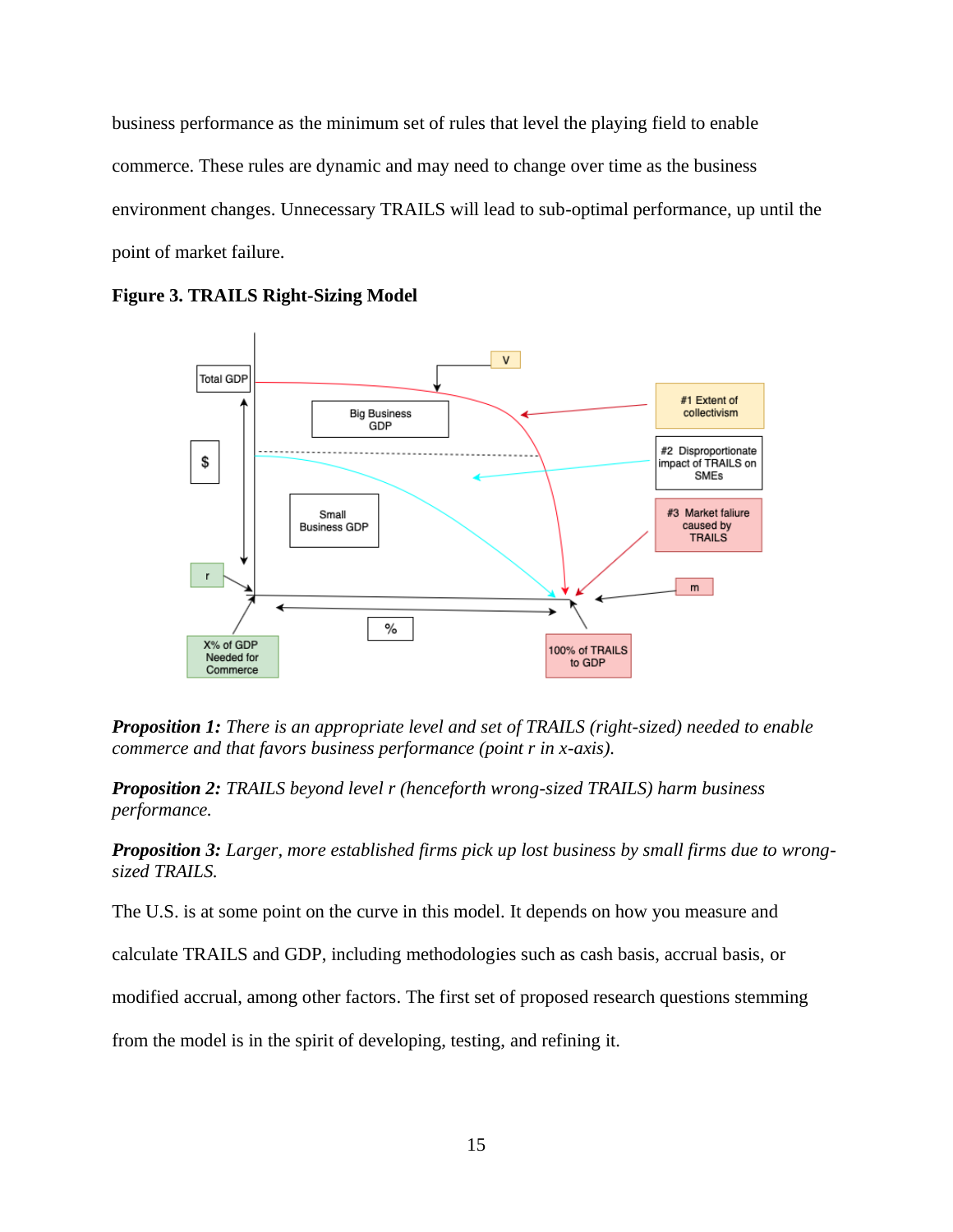business performance as the minimum set of rules that level the playing field to enable commerce. These rules are dynamic and may need to change over time as the business environment changes. Unnecessary TRAILS will lead to sub-optimal performance, up until the point of market failure.

**Figure 3. TRAILS Right-Sizing Model**

***Proposition 1:*** *There is an appropriate level and set of TRAILS (right-sized) needed to enable commerce and that favors business performance (point r in x-axis).*

***Proposition 2:*** *TRAILS beyond level r (henceforth wrong-sized TRAILS) harm business performance.*

***Proposition 3:*** *Larger, more established firms pick up lost business by small firms due to wrong-sized TRAILS.*

The U.S. is at some point on the curve in this model. It depends on how you measure and calculate TRAILS and GDP, including methodologies such as cash basis, accrual basis, or modified accrual, among other factors. The first set of proposed research questions stemming from the model is in the spirit of developing, testing, and refining it.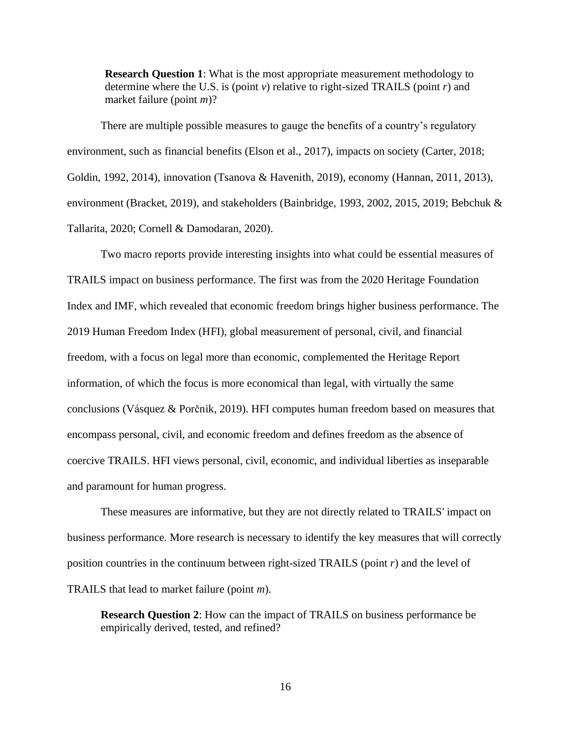**Research Question 1**: What is the most appropriate measurement methodology to determine where the U.S. is (point *v*) relative to right-sized TRAILS (point *r*) and market failure (point *m*)?

There are multiple possible measures to gauge the benefits of a country's regulatory environment, such as financial benefits (Elson et al., 2017), impacts on society (Carter, 2018; Goldin, 1992, 2014), innovation (Tsanova & Havenith, 2019), economy (Hannan, 2011, 2013), environment (Bracket, 2019), and stakeholders (Bainbridge, 1993, 2002, 2015, 2019; Bebchuk & Tallarita, 2020; Cornell & Damodaran, 2020).

Two macro reports provide interesting insights into what could be essential measures of TRAILS impact on business performance. The first was from the 2020 Heritage Foundation Index and IMF, which revealed that economic freedom brings higher business performance. The 2019 Human Freedom Index (HFI), global measurement of personal, civil, and financial freedom, with a focus on legal more than economic, complemented the Heritage Report information, of which the focus is more economical than legal, with virtually the same conclusions (Vásquez & Porčnik, 2019). HFI computes human freedom based on measures that encompass personal, civil, and economic freedom and defines freedom as the absence of coercive TRAILS. HFI views personal, civil, economic, and individual liberties as inseparable and paramount for human progress.

These measures are informative, but they are not directly related to TRAILS' impact on business performance. More research is necessary to identify the key measures that will correctly position countries in the continuum between right-sized TRAILS (point *r*) and the level of TRAILS that lead to market failure (point *m*).

**Research Question 2**: How can the impact of TRAILS on business performance be empirically derived, tested, and refined?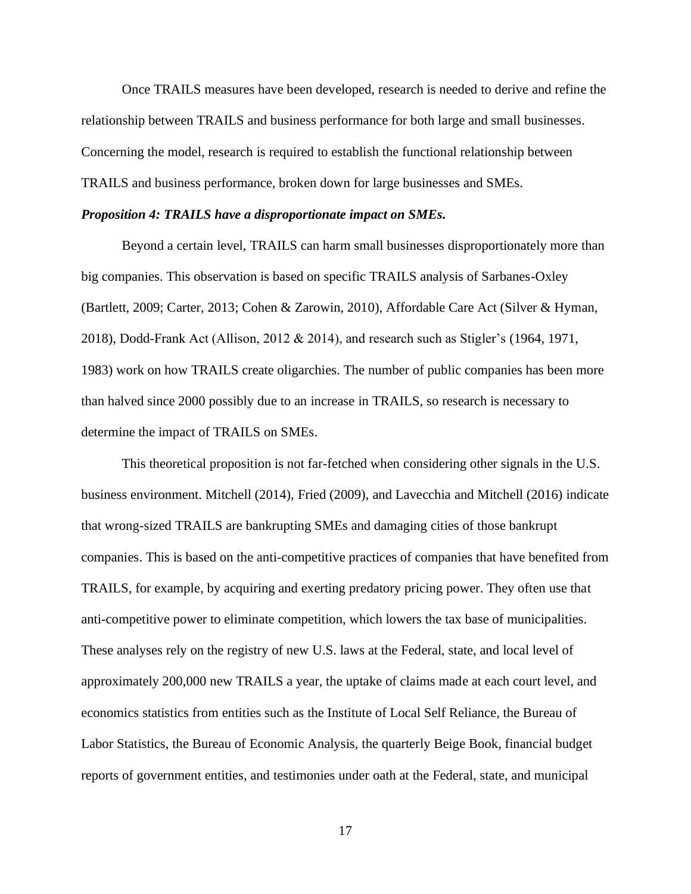Once TRAILS measures have been developed, research is needed to derive and refine the relationship between TRAILS and business performance for both large and small businesses. Concerning the model, research is required to establish the functional relationship between TRAILS and business performance, broken down for large businesses and SMEs.

***Proposition 4: TRAILS have a disproportionate impact on SMEs.***

Beyond a certain level, TRAILS can harm small businesses disproportionately more than big companies. This observation is based on specific TRAILS analysis of Sarbanes-Oxley (Bartlett, 2009; Carter, 2013; Cohen & Zarowin, 2010), Affordable Care Act (Silver & Hyman, 2018), Dodd-Frank Act (Allison, 2012 & 2014), and research such as Stigler's (1964, 1971, 1983) work on how TRAILS create oligarchies. The number of public companies has been more than halved since 2000 possibly due to an increase in TRAILS, so research is necessary to determine the impact of TRAILS on SMEs.

This theoretical proposition is not far-fetched when considering other signals in the U.S. business environment. Mitchell (2014), Fried (2009), and Lavecchia and Mitchell (2016) indicate that wrong-sized TRAILS are bankrupting SMEs and damaging cities of those bankrupt companies. This is based on the anti-competitive practices of companies that have benefited from TRAILS, for example, by acquiring and exerting predatory pricing power. They often use that anti-competitive power to eliminate competition, which lowers the tax base of municipalities. These analyses rely on the registry of new U.S. laws at the Federal, state, and local level of approximately 200,000 new TRAILS a year, the uptake of claims made at each court level, and economics statistics from entities such as the Institute of Local Self Reliance, the Bureau of Labor Statistics, the Bureau of Economic Analysis, the quarterly Beige Book, financial budget reports of government entities, and testimonies under oath at the Federal, state, and municipal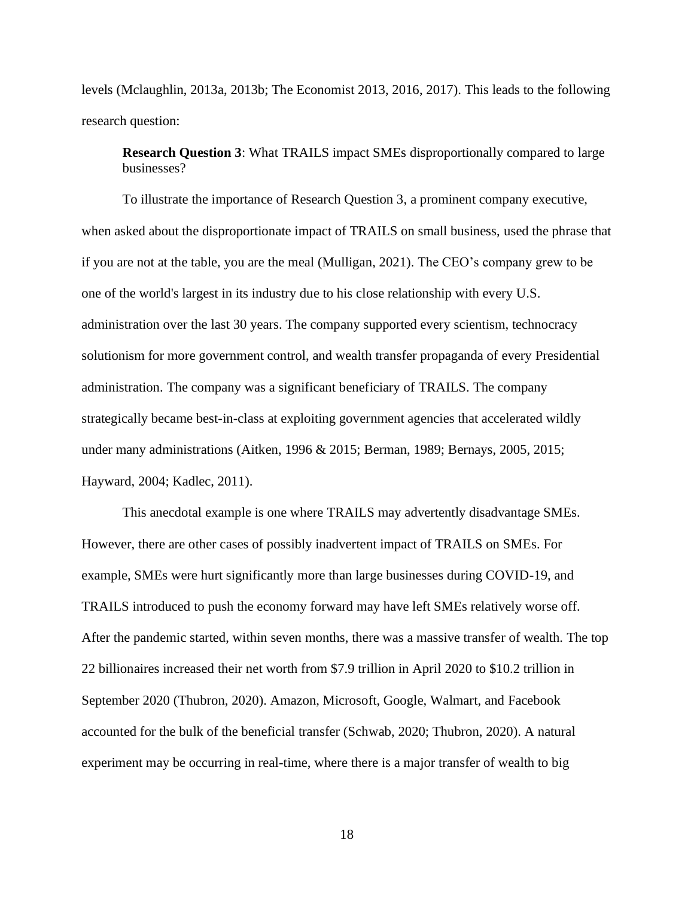levels (Mclaughlin, 2013a, 2013b; The Economist 2013, 2016, 2017). This leads to the following research question:

> **Research Question 3**: What TRAILS impact SMEs disproportionally compared to large businesses?

To illustrate the importance of Research Question 3, a prominent company executive, when asked about the disproportionate impact of TRAILS on small business, used the phrase that if you are not at the table, you are the meal (Mulligan, 2021). The CEO's company grew to be one of the world's largest in its industry due to his close relationship with every U.S. administration over the last 30 years. The company supported every scientism, technocracy solutionism for more government control, and wealth transfer propaganda of every Presidential administration. The company was a significant beneficiary of TRAILS. The company strategically became best-in-class at exploiting government agencies that accelerated wildly under many administrations (Aitken, 1996 & 2015; Berman, 1989; Bernays, 2005, 2015; Hayward, 2004; Kadlec, 2011).

This anecdotal example is one where TRAILS may advertently disadvantage SMEs. However, there are other cases of possibly inadvertent impact of TRAILS on SMEs. For example, SMEs were hurt significantly more than large businesses during COVID-19, and TRAILS introduced to push the economy forward may have left SMEs relatively worse off. After the pandemic started, within seven months, there was a massive transfer of wealth. The top 22 billionaires increased their net worth from $7.9 trillion in April 2020 to $10.2 trillion in September 2020 (Thubron, 2020). Amazon, Microsoft, Google, Walmart, and Facebook accounted for the bulk of the beneficial transfer (Schwab, 2020; Thubron, 2020). A natural experiment may be occurring in real-time, where there is a major transfer of wealth to big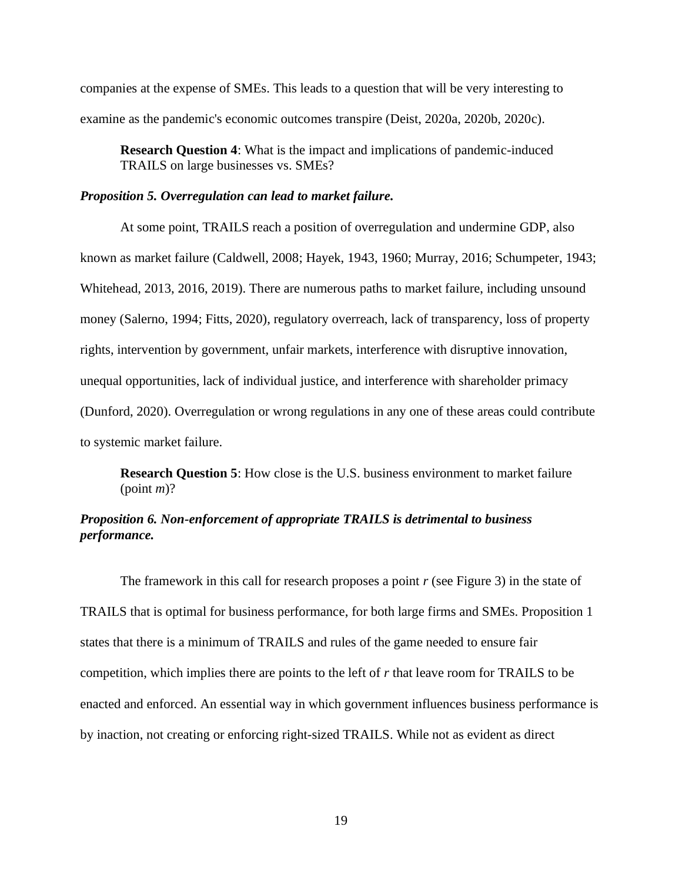companies at the expense of SMEs. This leads to a question that will be very interesting to examine as the pandemic's economic outcomes transpire (Deist, 2020a, 2020b, 2020c).

> **Research Question 4**: What is the impact and implications of pandemic-induced TRAILS on large businesses vs. SMEs?

***Proposition 5. Overregulation can lead to market failure.***

At some point, TRAILS reach a position of overregulation and undermine GDP, also known as market failure (Caldwell, 2008; Hayek, 1943, 1960; Murray, 2016; Schumpeter, 1943; Whitehead, 2013, 2016, 2019). There are numerous paths to market failure, including unsound money (Salerno, 1994; Fitts, 2020), regulatory overreach, lack of transparency, loss of property rights, intervention by government, unfair markets, interference with disruptive innovation, unequal opportunities, lack of individual justice, and interference with shareholder primacy (Dunford, 2020). Overregulation or wrong regulations in any one of these areas could contribute to systemic market failure.

> **Research Question 5**: How close is the U.S. business environment to market failure (point *m*)?

***Proposition 6. Non-enforcement of appropriate TRAILS is detrimental to business performance.***

The framework in this call for research proposes a point *r* (see Figure 3) in the state of TRAILS that is optimal for business performance, for both large firms and SMEs. Proposition 1 states that there is a minimum of TRAILS and rules of the game needed to ensure fair competition, which implies there are points to the left of *r* that leave room for TRAILS to be enacted and enforced. An essential way in which government influences business performance is by inaction, not creating or enforcing right-sized TRAILS. While not as evident as direct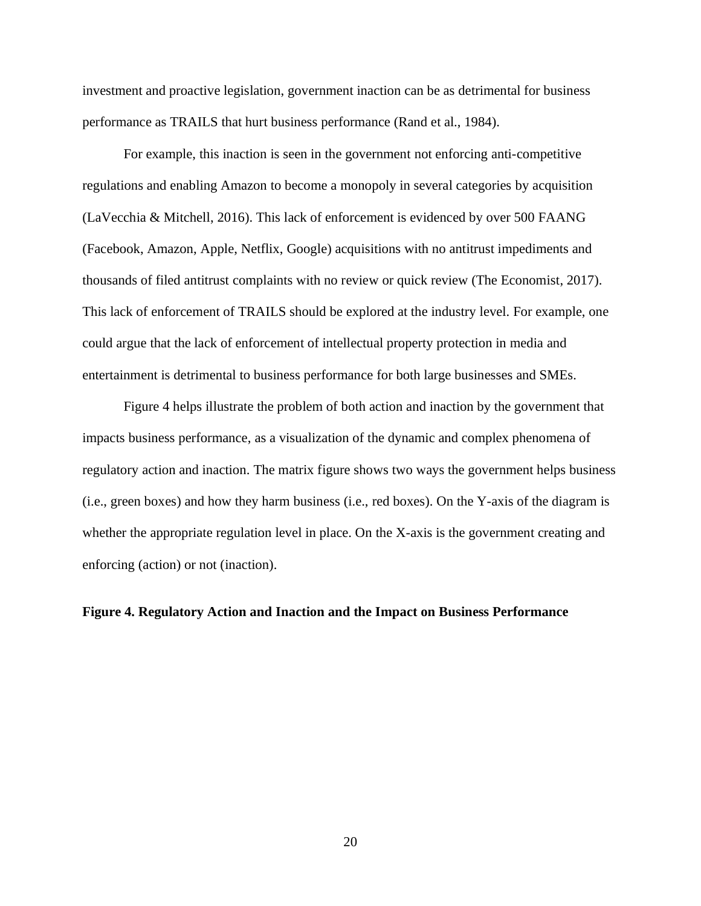investment and proactive legislation, government inaction can be as detrimental for business performance as TRAILS that hurt business performance (Rand et al., 1984).

For example, this inaction is seen in the government not enforcing anti-competitive regulations and enabling Amazon to become a monopoly in several categories by acquisition (LaVecchia & Mitchell, 2016). This lack of enforcement is evidenced by over 500 FAANG (Facebook, Amazon, Apple, Netflix, Google) acquisitions with no antitrust impediments and thousands of filed antitrust complaints with no review or quick review (The Economist, 2017). This lack of enforcement of TRAILS should be explored at the industry level. For example, one could argue that the lack of enforcement of intellectual property protection in media and entertainment is detrimental to business performance for both large businesses and SMEs.

Figure 4 helps illustrate the problem of both action and inaction by the government that impacts business performance, as a visualization of the dynamic and complex phenomena of regulatory action and inaction. The matrix figure shows two ways the government helps business (i.e., green boxes) and how they harm business (i.e., red boxes). On the Y-axis of the diagram is whether the appropriate regulation level in place. On the X-axis is the government creating and enforcing (action) or not (inaction).

**Figure 4. Regulatory Action and Inaction and the Impact on Business Performance**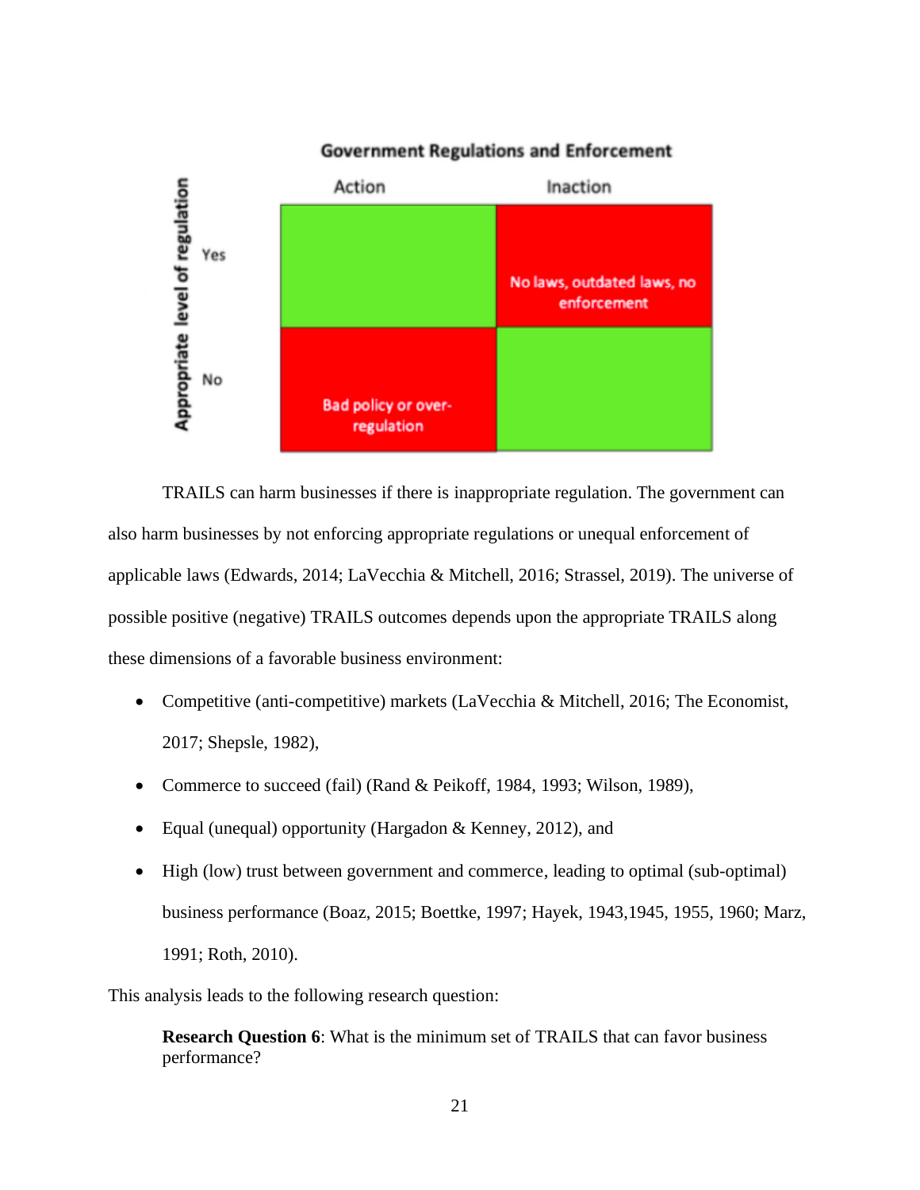**Government Regulations and Enforcement**

| Appropriate level of regulation | Action | Inaction |
|---|---|---|
| Yes | | No laws, outdated laws, no enforcement |
| No | Bad policy or over-regulation | |

TRAILS can harm businesses if there is inappropriate regulation. The government can also harm businesses by not enforcing appropriate regulations or unequal enforcement of applicable laws (Edwards, 2014; LaVecchia & Mitchell, 2016; Strassel, 2019). The universe of possible positive (negative) TRAILS outcomes depends upon the appropriate TRAILS along these dimensions of a favorable business environment:

- Competitive (anti-competitive) markets (LaVecchia & Mitchell, 2016; The Economist, 2017; Shepsle, 1982),
- Commerce to succeed (fail) (Rand & Peikoff, 1984, 1993; Wilson, 1989),
- Equal (unequal) opportunity (Hargadon & Kenney, 2012), and
- High (low) trust between government and commerce, leading to optimal (sub-optimal) business performance (Boaz, 2015; Boettke, 1997; Hayek, 1943,1945, 1955, 1960; Marz, 1991; Roth, 2010).

This analysis leads to the following research question:

> **Research Question 6**: What is the minimum set of TRAILS that can favor business performance?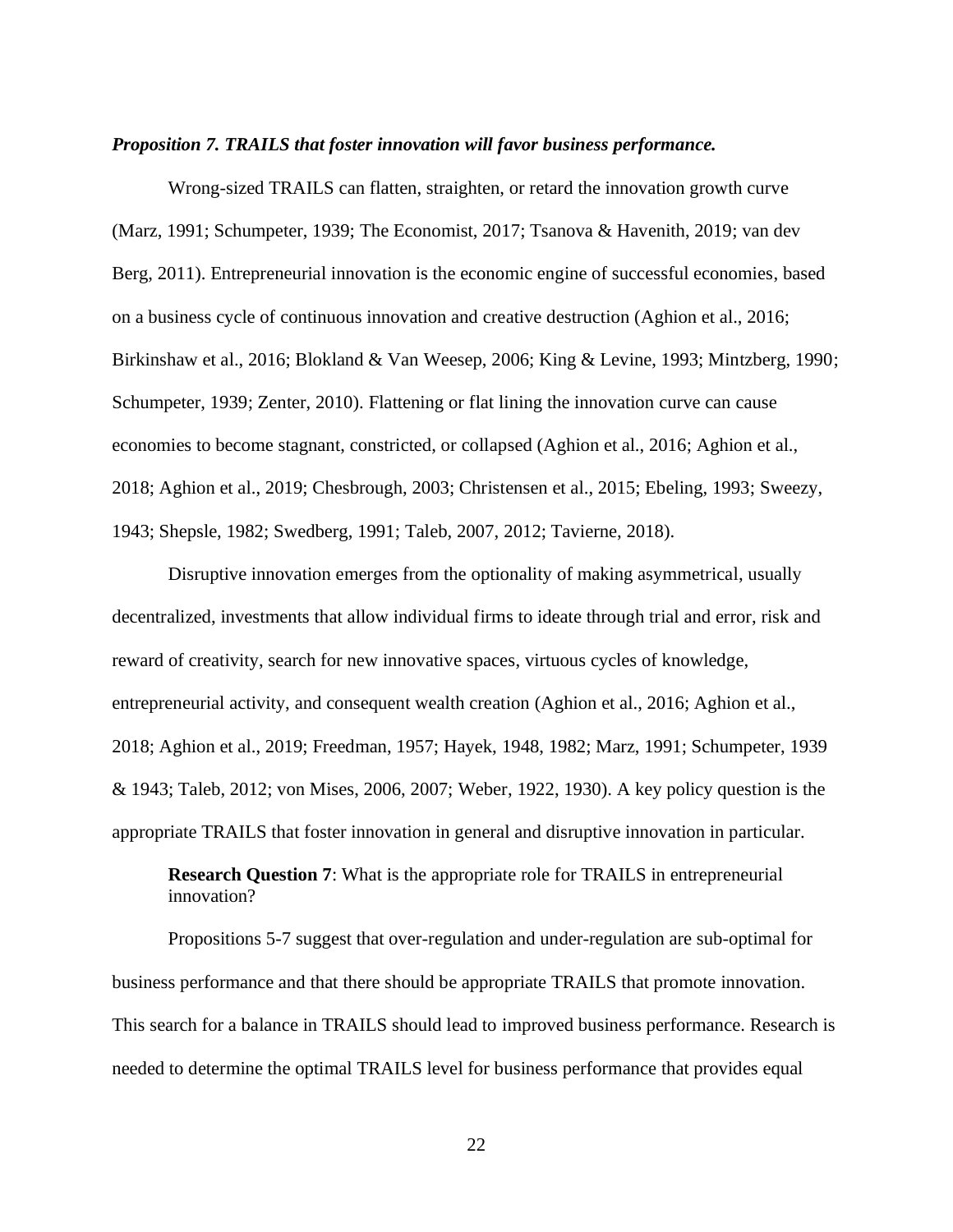***Proposition 7. TRAILS that foster innovation will favor business performance.***

Wrong-sized TRAILS can flatten, straighten, or retard the innovation growth curve (Marz, 1991; Schumpeter, 1939; The Economist, 2017; Tsanova & Havenith, 2019; van dev Berg, 2011). Entrepreneurial innovation is the economic engine of successful economies, based on a business cycle of continuous innovation and creative destruction (Aghion et al., 2016; Birkinshaw et al., 2016; Blokland & Van Weesep, 2006; King & Levine, 1993; Mintzberg, 1990; Schumpeter, 1939; Zenter, 2010). Flattening or flat lining the innovation curve can cause economies to become stagnant, constricted, or collapsed (Aghion et al., 2016; Aghion et al., 2018; Aghion et al., 2019; Chesbrough, 2003; Christensen et al., 2015; Ebeling, 1993; Sweezy, 1943; Shepsle, 1982; Swedberg, 1991; Taleb, 2007, 2012; Tavierne, 2018).

Disruptive innovation emerges from the optionality of making asymmetrical, usually decentralized, investments that allow individual firms to ideate through trial and error, risk and reward of creativity, search for new innovative spaces, virtuous cycles of knowledge, entrepreneurial activity, and consequent wealth creation (Aghion et al., 2016; Aghion et al., 2018; Aghion et al., 2019; Freedman, 1957; Hayek, 1948, 1982; Marz, 1991; Schumpeter, 1939 & 1943; Taleb, 2012; von Mises, 2006, 2007; Weber, 1922, 1930). A key policy question is the appropriate TRAILS that foster innovation in general and disruptive innovation in particular.

> **Research Question 7**: What is the appropriate role for TRAILS in entrepreneurial innovation?

Propositions 5-7 suggest that over-regulation and under-regulation are sub-optimal for business performance and that there should be appropriate TRAILS that promote innovation. This search for a balance in TRAILS should lead to improved business performance. Research is needed to determine the optimal TRAILS level for business performance that provides equal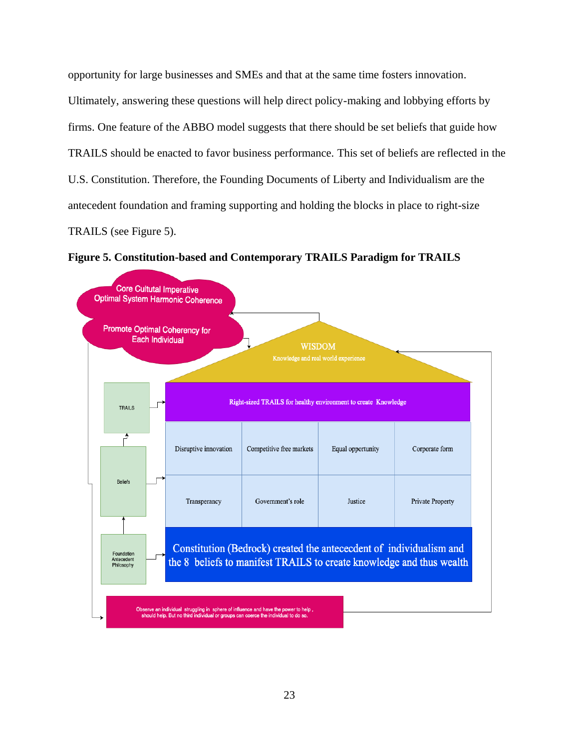opportunity for large businesses and SMEs and that at the same time fosters innovation. Ultimately, answering these questions will help direct policy-making and lobbying efforts by firms. One feature of the ABBO model suggests that there should be set beliefs that guide how TRAILS should be enacted to favor business performance. This set of beliefs are reflected in the U.S. Constitution. Therefore, the Founding Documents of Liberty and Individualism are the antecedent foundation and framing supporting and holding the blocks in place to right-size TRAILS (see Figure 5).

**Figure 5. Constitution-based and Contemporary TRAILS Paradigm for TRAILS**

Core Cultutal Imperative
Optimal System Harmonic Coherence

Promote Optimal Coherency for Each Individual

WISDOM
Knowledge and real world experience

TRAILS

Right-sized TRAILS for healthy environment to create Knowledge

Beliefs

| Disruptive innovation | Competitive free markets | Equal opportunity | Corporate form |
|---|---|---|---|
| Transperancy | Government's role | Justice | Private Property |

Foundation Antecedent Philosophy

Constitution (Bedrock) created the antececdent of individualism and the 8 beliefs to manifest TRAILS to create knowledge and thus wealth

Observe an individual struggling in sphere of influence and have the power to help, should help. But no third individual or groups can coerce the individual to do so.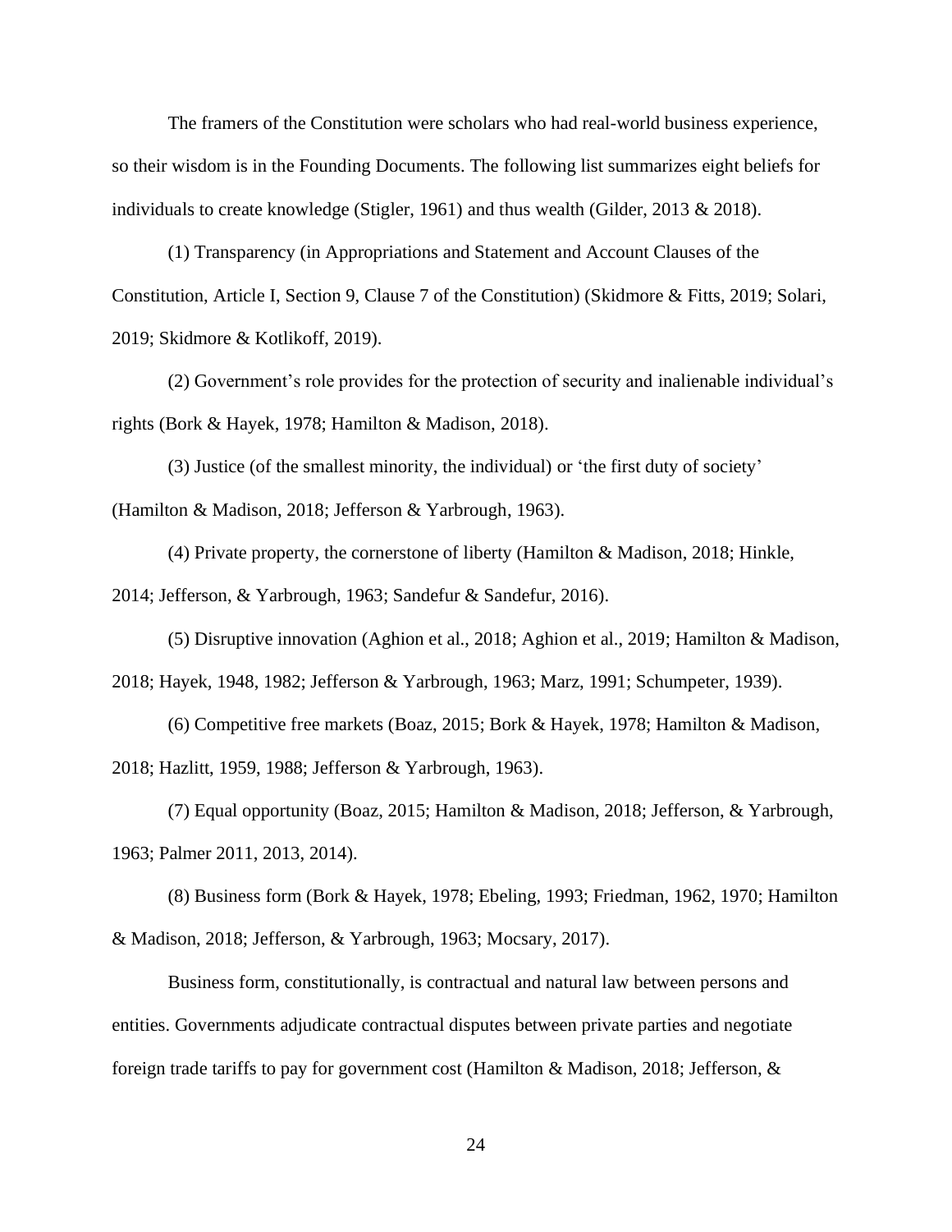The framers of the Constitution were scholars who had real-world business experience, so their wisdom is in the Founding Documents. The following list summarizes eight beliefs for individuals to create knowledge (Stigler, 1961) and thus wealth (Gilder, 2013 & 2018).

(1) Transparency (in Appropriations and Statement and Account Clauses of the Constitution, Article I, Section 9, Clause 7 of the Constitution) (Skidmore & Fitts, 2019; Solari, 2019; Skidmore & Kotlikoff, 2019).

(2) Government's role provides for the protection of security and inalienable individual's rights (Bork & Hayek, 1978; Hamilton & Madison, 2018).

(3) Justice (of the smallest minority, the individual) or 'the first duty of society' (Hamilton & Madison, 2018; Jefferson & Yarbrough, 1963).

(4) Private property, the cornerstone of liberty (Hamilton & Madison, 2018; Hinkle, 2014; Jefferson, & Yarbrough, 1963; Sandefur & Sandefur, 2016).

(5) Disruptive innovation (Aghion et al., 2018; Aghion et al., 2019; Hamilton & Madison, 2018; Hayek, 1948, 1982; Jefferson & Yarbrough, 1963; Marz, 1991; Schumpeter, 1939).

(6) Competitive free markets (Boaz, 2015; Bork & Hayek, 1978; Hamilton & Madison, 2018; Hazlitt, 1959, 1988; Jefferson & Yarbrough, 1963).

(7) Equal opportunity (Boaz, 2015; Hamilton & Madison, 2018; Jefferson, & Yarbrough, 1963; Palmer 2011, 2013, 2014).

(8) Business form (Bork & Hayek, 1978; Ebeling, 1993; Friedman, 1962, 1970; Hamilton & Madison, 2018; Jefferson, & Yarbrough, 1963; Mocsary, 2017).

Business form, constitutionally, is contractual and natural law between persons and entities. Governments adjudicate contractual disputes between private parties and negotiate foreign trade tariffs to pay for government cost (Hamilton & Madison, 2018; Jefferson, &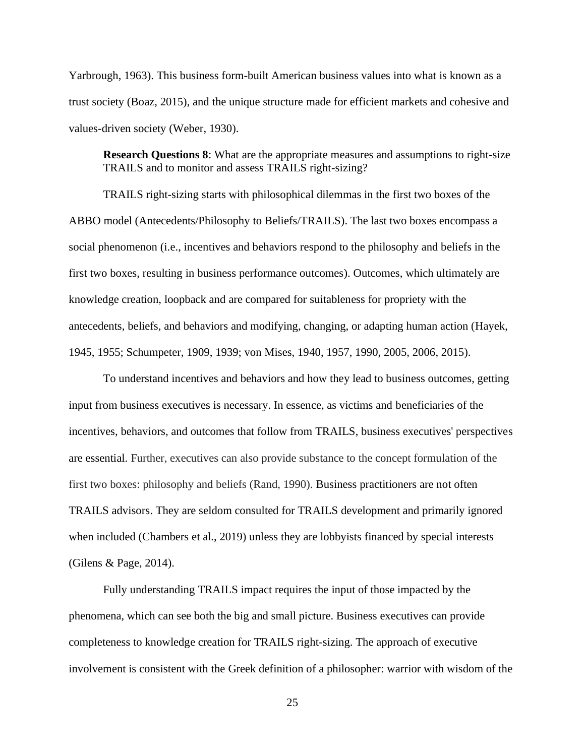Yarbrough, 1963). This business form-built American business values into what is known as a trust society (Boaz, 2015), and the unique structure made for efficient markets and cohesive and values-driven society (Weber, 1930).

> **Research Questions 8**: What are the appropriate measures and assumptions to right-size TRAILS and to monitor and assess TRAILS right-sizing?

TRAILS right-sizing starts with philosophical dilemmas in the first two boxes of the ABBO model (Antecedents/Philosophy to Beliefs/TRAILS). The last two boxes encompass a social phenomenon (i.e., incentives and behaviors respond to the philosophy and beliefs in the first two boxes, resulting in business performance outcomes). Outcomes, which ultimately are knowledge creation, loopback and are compared for suitableness for propriety with the antecedents, beliefs, and behaviors and modifying, changing, or adapting human action (Hayek, 1945, 1955; Schumpeter, 1909, 1939; von Mises, 1940, 1957, 1990, 2005, 2006, 2015).

To understand incentives and behaviors and how they lead to business outcomes, getting input from business executives is necessary. In essence, as victims and beneficiaries of the incentives, behaviors, and outcomes that follow from TRAILS, business executives' perspectives are essential. Further, executives can also provide substance to the concept formulation of the first two boxes: philosophy and beliefs (Rand, 1990). Business practitioners are not often TRAILS advisors. They are seldom consulted for TRAILS development and primarily ignored when included (Chambers et al., 2019) unless they are lobbyists financed by special interests (Gilens & Page, 2014).

Fully understanding TRAILS impact requires the input of those impacted by the phenomena, which can see both the big and small picture. Business executives can provide completeness to knowledge creation for TRAILS right-sizing. The approach of executive involvement is consistent with the Greek definition of a philosopher: warrior with wisdom of the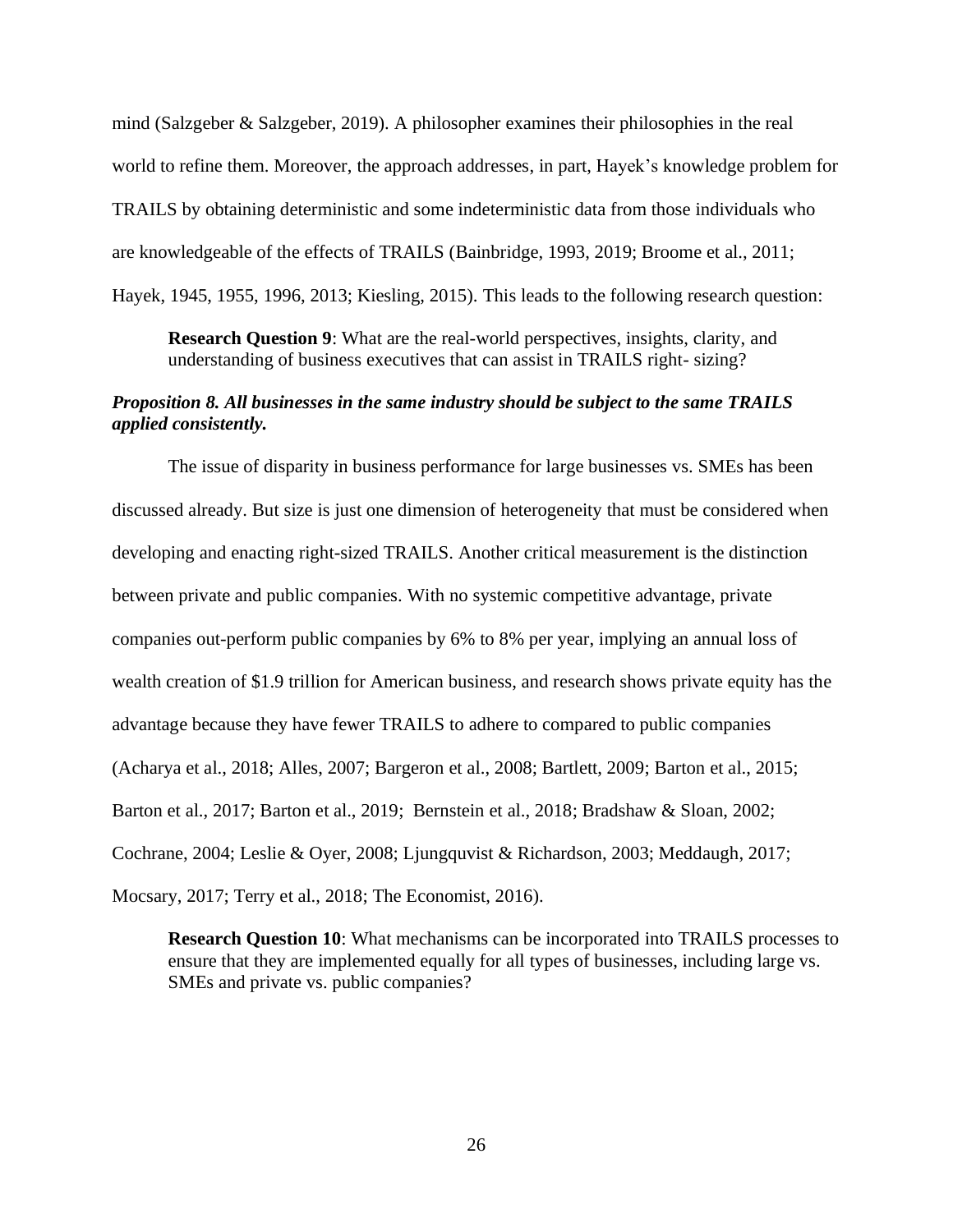mind (Salzgeber & Salzgeber, 2019). A philosopher examines their philosophies in the real world to refine them. Moreover, the approach addresses, in part, Hayek's knowledge problem for TRAILS by obtaining deterministic and some indeterministic data from those individuals who are knowledgeable of the effects of TRAILS (Bainbridge, 1993, 2019; Broome et al., 2011; Hayek, 1945, 1955, 1996, 2013; Kiesling, 2015). This leads to the following research question:

> **Research Question 9**: What are the real-world perspectives, insights, clarity, and understanding of business executives that can assist in TRAILS right- sizing?

### *Proposition 8. All businesses in the same industry should be subject to the same TRAILS applied consistently.*

The issue of disparity in business performance for large businesses vs. SMEs has been discussed already. But size is just one dimension of heterogeneity that must be considered when developing and enacting right-sized TRAILS. Another critical measurement is the distinction between private and public companies. With no systemic competitive advantage, private companies out-perform public companies by 6% to 8% per year, implying an annual loss of wealth creation of $1.9 trillion for American business, and research shows private equity has the advantage because they have fewer TRAILS to adhere to compared to public companies (Acharya et al., 2018; Alles, 2007; Bargeron et al., 2008; Bartlett, 2009; Barton et al., 2015; Barton et al., 2017; Barton et al., 2019; Bernstein et al., 2018; Bradshaw & Sloan, 2002; Cochrane, 2004; Leslie & Oyer, 2008; Ljungquvist & Richardson, 2003; Meddaugh, 2017; Mocsary, 2017; Terry et al., 2018; The Economist, 2016).

> **Research Question 10**: What mechanisms can be incorporated into TRAILS processes to ensure that they are implemented equally for all types of businesses, including large vs. SMEs and private vs. public companies?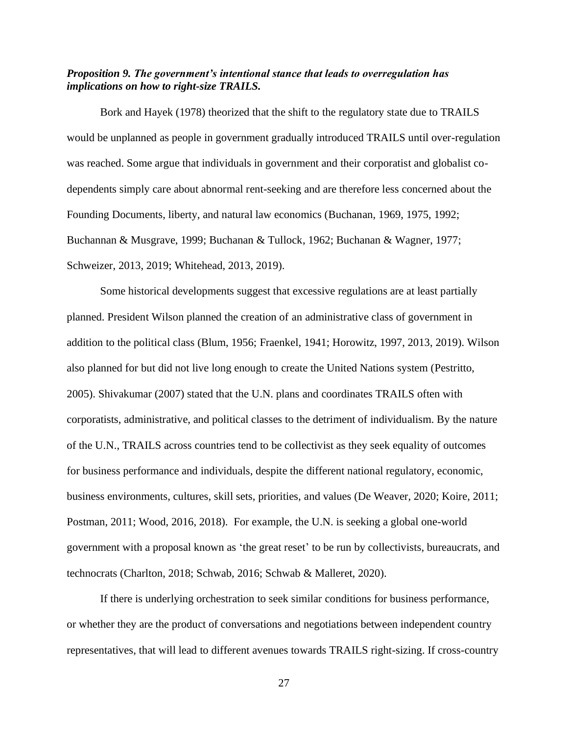***Proposition 9. The government's intentional stance that leads to overregulation has implications on how to right-size TRAILS.***

Bork and Hayek (1978) theorized that the shift to the regulatory state due to TRAILS would be unplanned as people in government gradually introduced TRAILS until over-regulation was reached. Some argue that individuals in government and their corporatist and globalist co-dependents simply care about abnormal rent-seeking and are therefore less concerned about the Founding Documents, liberty, and natural law economics (Buchanan, 1969, 1975, 1992; Buchannan & Musgrave, 1999; Buchanan & Tullock, 1962; Buchanan & Wagner, 1977; Schweizer, 2013, 2019; Whitehead, 2013, 2019).

Some historical developments suggest that excessive regulations are at least partially planned. President Wilson planned the creation of an administrative class of government in addition to the political class (Blum, 1956; Fraenkel, 1941; Horowitz, 1997, 2013, 2019). Wilson also planned for but did not live long enough to create the United Nations system (Pestritto, 2005). Shivakumar (2007) stated that the U.N. plans and coordinates TRAILS often with corporatists, administrative, and political classes to the detriment of individualism. By the nature of the U.N., TRAILS across countries tend to be collectivist as they seek equality of outcomes for business performance and individuals, despite the different national regulatory, economic, business environments, cultures, skill sets, priorities, and values (De Weaver, 2020; Koire, 2011; Postman, 2011; Wood, 2016, 2018). For example, the U.N. is seeking a global one-world government with a proposal known as 'the great reset' to be run by collectivists, bureaucrats, and technocrats (Charlton, 2018; Schwab, 2016; Schwab & Malleret, 2020).

If there is underlying orchestration to seek similar conditions for business performance, or whether they are the product of conversations and negotiations between independent country representatives, that will lead to different avenues towards TRAILS right-sizing. If cross-country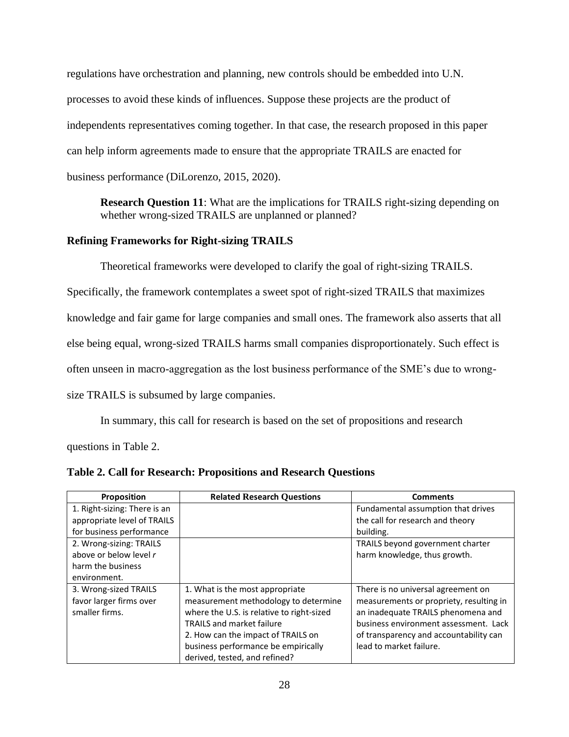regulations have orchestration and planning, new controls should be embedded into U.N. processes to avoid these kinds of influences. Suppose these projects are the product of independents representatives coming together. In that case, the research proposed in this paper can help inform agreements made to ensure that the appropriate TRAILS are enacted for business performance (DiLorenzo, 2015, 2020).

> **Research Question 11**: What are the implications for TRAILS right-sizing depending on whether wrong-sized TRAILS are unplanned or planned?

### Refining Frameworks for Right-sizing TRAILS

Theoretical frameworks were developed to clarify the goal of right-sizing TRAILS. Specifically, the framework contemplates a sweet spot of right-sized TRAILS that maximizes knowledge and fair game for large companies and small ones. The framework also asserts that all else being equal, wrong-sized TRAILS harms small companies disproportionately. Such effect is often unseen in macro-aggregation as the lost business performance of the SME's due to wrong-size TRAILS is subsumed by large companies.

In summary, this call for research is based on the set of propositions and research questions in Table 2.

**Table 2. Call for Research: Propositions and Research Questions**

| Proposition | Related Research Questions | Comments |
|---|---|---|
| 1. Right-sizing: There is an appropriate level of TRAILS for business performance | | Fundamental assumption that drives the call for research and theory building. |
| 2. Wrong-sizing: TRAILS above or below level *r* harm the business environment. | | TRAILS beyond government charter harm knowledge, thus growth. |
| 3. Wrong-sized TRAILS favor larger firms over smaller firms. | 1. What is the most appropriate measurement methodology to determine where the U.S. is relative to right-sized TRAILS and market failure<br>2. How can the impact of TRAILS on business performance be empirically derived, tested, and refined? | There is no universal agreement on measurements or propriety, resulting in an inadequate TRAILS phenomena and business environment assessment. Lack of transparency and accountability can lead to market failure. |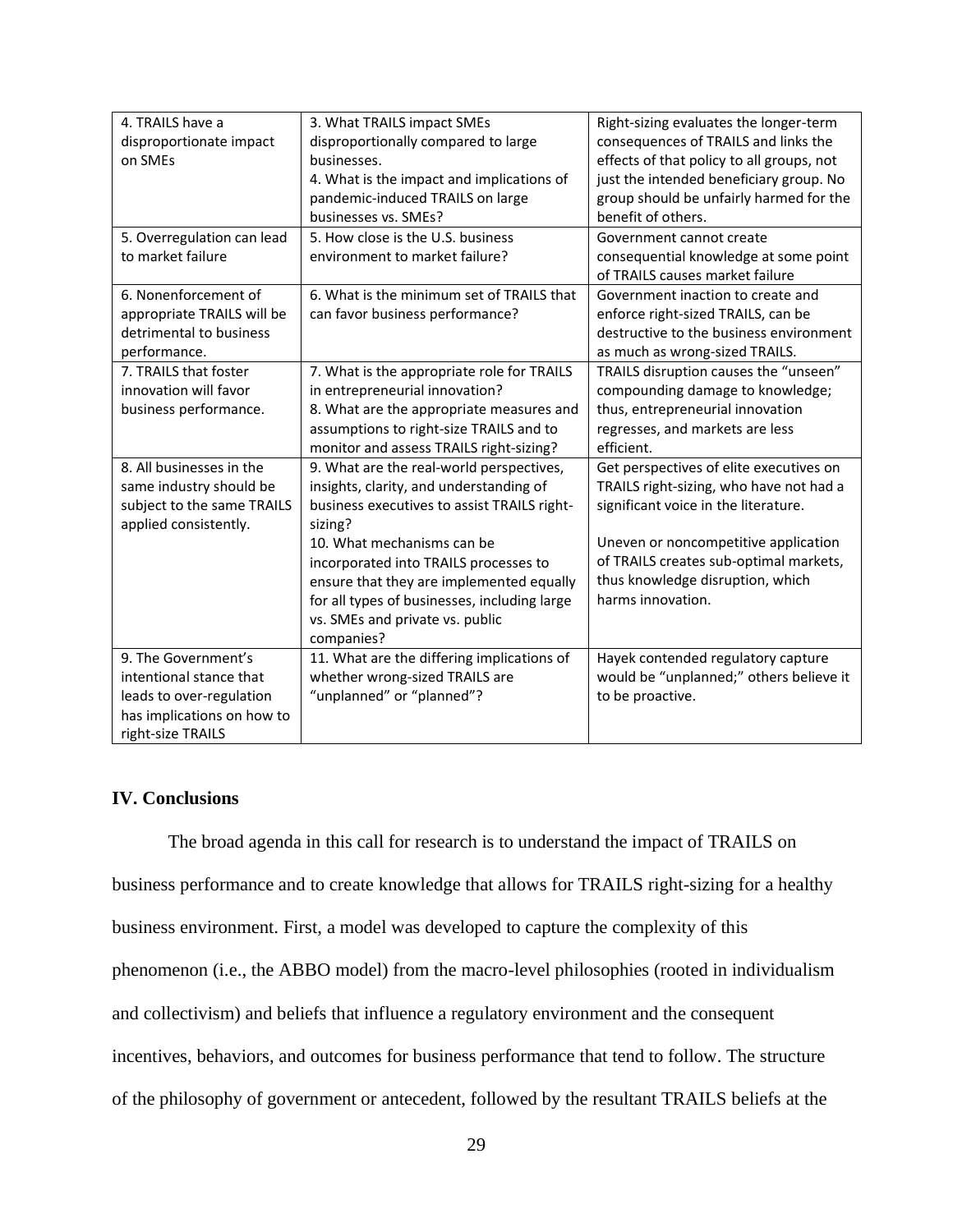| 4. TRAILS have a disproportionate impact on SMEs | 3. What TRAILS impact SMEs disproportionally compared to large businesses.<br>4. What is the impact and implications of pandemic-induced TRAILS on large businesses vs. SMEs? | Right-sizing evaluates the longer-term consequences of TRAILS and links the effects of that policy to all groups, not just the intended beneficiary group. No group should be unfairly harmed for the benefit of others. |
|---|---|---|
| 5. Overregulation can lead to market failure | 5. How close is the U.S. business environment to market failure? | Government cannot create consequential knowledge at some point of TRAILS causes market failure |
| 6. Nonenforcement of appropriate TRAILS will be detrimental to business performance. | 6. What is the minimum set of TRAILS that can favor business performance? | Government inaction to create and enforce right-sized TRAILS, can be destructive to the business environment as much as wrong-sized TRAILS. |
| 7. TRAILS that foster innovation will favor business performance. | 7. What is the appropriate role for TRAILS in entrepreneurial innovation?<br>8. What are the appropriate measures and assumptions to right-size TRAILS and to monitor and assess TRAILS right-sizing? | TRAILS disruption causes the "unseen" compounding damage to knowledge; thus, entrepreneurial innovation regresses, and markets are less efficient. |
| 8. All businesses in the same industry should be subject to the same TRAILS applied consistently. | 9. What are the real-world perspectives, insights, clarity, and understanding of business executives to assist TRAILS right-sizing?<br>10. What mechanisms can be incorporated into TRAILS processes to ensure that they are implemented equally for all types of businesses, including large vs. SMEs and private vs. public companies? | Get perspectives of elite executives on TRAILS right-sizing, who have not had a significant voice in the literature.<br><br>Uneven or noncompetitive application of TRAILS creates sub-optimal markets, thus knowledge disruption, which harms innovation. |
| 9. The Government's intentional stance that leads to over-regulation has implications on how to right-size TRAILS | 11. What are the differing implications of whether wrong-sized TRAILS are "unplanned" or "planned"? | Hayek contended regulatory capture would be "unplanned;" others believe it to be proactive. |

## IV. Conclusions

The broad agenda in this call for research is to understand the impact of TRAILS on business performance and to create knowledge that allows for TRAILS right-sizing for a healthy business environment. First, a model was developed to capture the complexity of this phenomenon (i.e., the ABBO model) from the macro-level philosophies (rooted in individualism and collectivism) and beliefs that influence a regulatory environment and the consequent incentives, behaviors, and outcomes for business performance that tend to follow. The structure of the philosophy of government or antecedent, followed by the resultant TRAILS beliefs at the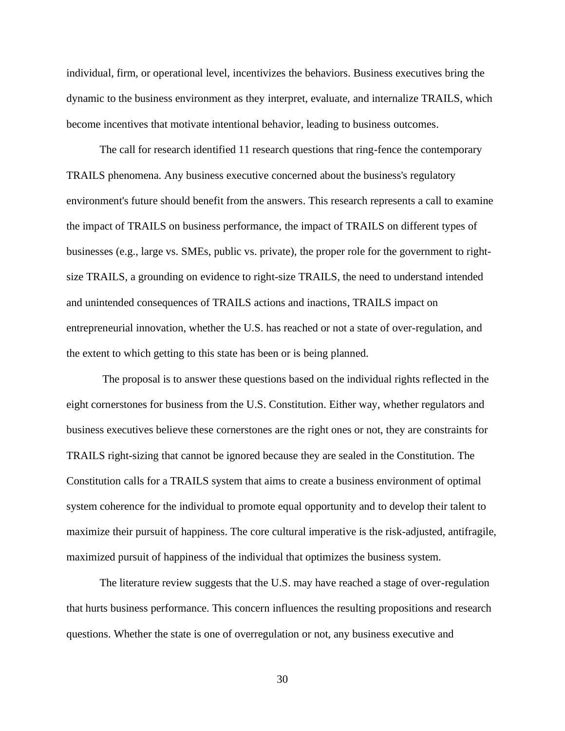individual, firm, or operational level, incentivizes the behaviors. Business executives bring the dynamic to the business environment as they interpret, evaluate, and internalize TRAILS, which become incentives that motivate intentional behavior, leading to business outcomes.

The call for research identified 11 research questions that ring-fence the contemporary TRAILS phenomena. Any business executive concerned about the business's regulatory environment's future should benefit from the answers. This research represents a call to examine the impact of TRAILS on business performance, the impact of TRAILS on different types of businesses (e.g., large vs. SMEs, public vs. private), the proper role for the government to right-size TRAILS, a grounding on evidence to right-size TRAILS, the need to understand intended and unintended consequences of TRAILS actions and inactions, TRAILS impact on entrepreneurial innovation, whether the U.S. has reached or not a state of over-regulation, and the extent to which getting to this state has been or is being planned.

The proposal is to answer these questions based on the individual rights reflected in the eight cornerstones for business from the U.S. Constitution. Either way, whether regulators and business executives believe these cornerstones are the right ones or not, they are constraints for TRAILS right-sizing that cannot be ignored because they are sealed in the Constitution. The Constitution calls for a TRAILS system that aims to create a business environment of optimal system coherence for the individual to promote equal opportunity and to develop their talent to maximize their pursuit of happiness. The core cultural imperative is the risk-adjusted, antifragile, maximized pursuit of happiness of the individual that optimizes the business system.

The literature review suggests that the U.S. may have reached a stage of over-regulation that hurts business performance. This concern influences the resulting propositions and research questions. Whether the state is one of overregulation or not, any business executive and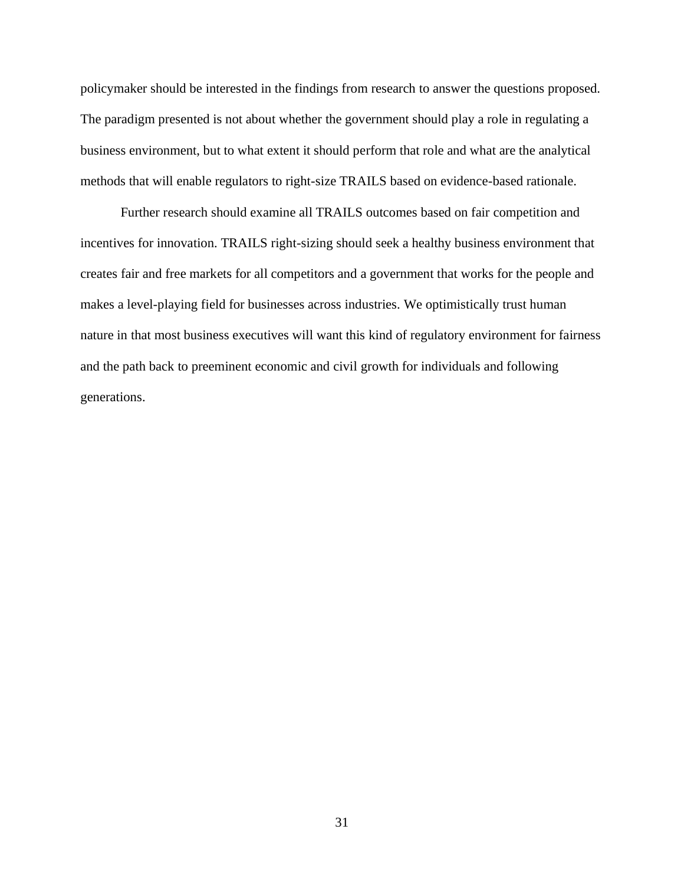policymaker should be interested in the findings from research to answer the questions proposed. The paradigm presented is not about whether the government should play a role in regulating a business environment, but to what extent it should perform that role and what are the analytical methods that will enable regulators to right-size TRAILS based on evidence-based rationale.

Further research should examine all TRAILS outcomes based on fair competition and incentives for innovation. TRAILS right-sizing should seek a healthy business environment that creates fair and free markets for all competitors and a government that works for the people and makes a level-playing field for businesses across industries. We optimistically trust human nature in that most business executives will want this kind of regulatory environment for fairness and the path back to preeminent economic and civil growth for individuals and following generations.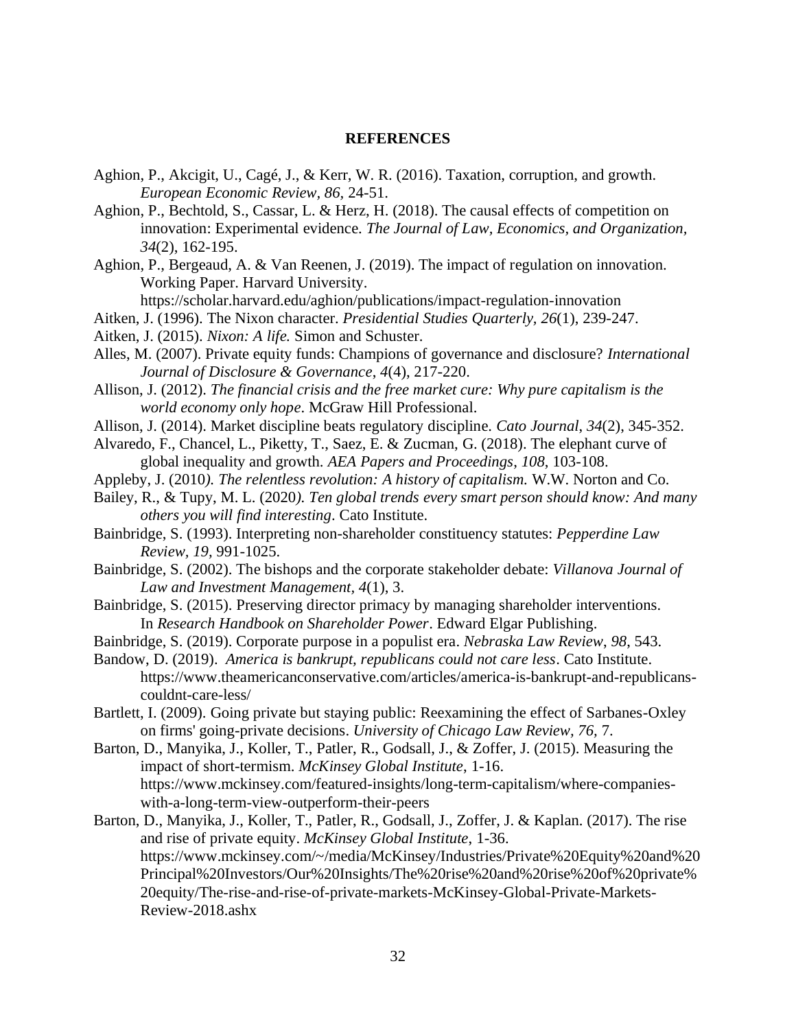## REFERENCES

Aghion, P., Akcigit, U., Cagé, J., & Kerr, W. R. (2016). Taxation, corruption, and growth. *European Economic Review, 86*, 24-51.

Aghion, P., Bechtold, S., Cassar, L. & Herz, H. (2018). The causal effects of competition on innovation: Experimental evidence. *The Journal of Law, Economics, and Organization, 34*(2), 162-195.

Aghion, P., Bergeaud, A. & Van Reenen, J. (2019). The impact of regulation on innovation. Working Paper. Harvard University. https://scholar.harvard.edu/aghion/publications/impact-regulation-innovation

Aitken, J. (1996). The Nixon character. *Presidential Studies Quarterly, 26*(1), 239-247.

Aitken, J. (2015). *Nixon: A life.* Simon and Schuster.

Alles, M. (2007). Private equity funds: Champions of governance and disclosure? *International Journal of Disclosure & Governance*, *4*(4), 217-220.

Allison, J. (2012). *The financial crisis and the free market cure: Why pure capitalism is the world economy only hope*. McGraw Hill Professional.

Allison, J. (2014). Market discipline beats regulatory discipline. *Cato Journal*, *34*(2), 345-352.

Alvaredo, F., Chancel, L., Piketty, T., Saez, E. & Zucman, G. (2018). The elephant curve of global inequality and growth. *AEA Papers and Proceedings*, *108*, 103-108.

Appleby, J. (2010*). The relentless revolution: A history of capitalism.* W.W. Norton and Co.

Bailey, R., & Tupy, M. L. (2020*). Ten global trends every smart person should know: And many others you will find interesting*. Cato Institute.

Bainbridge, S. (1993). Interpreting non-shareholder constituency statutes: *Pepperdine Law Review, 19*, 991-1025.

Bainbridge, S. (2002). The bishops and the corporate stakeholder debate: *Villanova Journal of Law and Investment Management*, *4*(1), 3.

Bainbridge, S. (2015). Preserving director primacy by managing shareholder interventions. In *Research Handbook on Shareholder Power*. Edward Elgar Publishing.

Bainbridge, S. (2019). Corporate purpose in a populist era. *Nebraska Law Review*, *98*, 543.

Bandow, D. (2019). *America is bankrupt, republicans could not care less*. Cato Institute. https://www.theamericanconservative.com/articles/america-is-bankrupt-and-republicans-couldnt-care-less/

Bartlett, I. (2009). Going private but staying public: Reexamining the effect of Sarbanes-Oxley on firms' going-private decisions. *University of Chicago Law Review*, *76*, 7.

Barton, D., Manyika, J., Koller, T., Patler, R., Godsall, J., & Zoffer, J. (2015). Measuring the impact of short-termism. *McKinsey Global Institute*, 1-16. https://www.mckinsey.com/featured-insights/long-term-capitalism/where-companies-with-a-long-term-view-outperform-their-peers

Barton, D., Manyika, J., Koller, T., Patler, R., Godsall, J., Zoffer, J. & Kaplan. (2017). The rise and rise of private equity. *McKinsey Global Institute*, 1-36. https://www.mckinsey.com/~/media/McKinsey/Industries/Private%20Equity%20and%20Principal%20Investors/Our%20Insights/The%20rise%20and%20rise%20of%20private%20equity/The-rise-and-rise-of-private-markets-McKinsey-Global-Private-Markets-Review-2018.ashx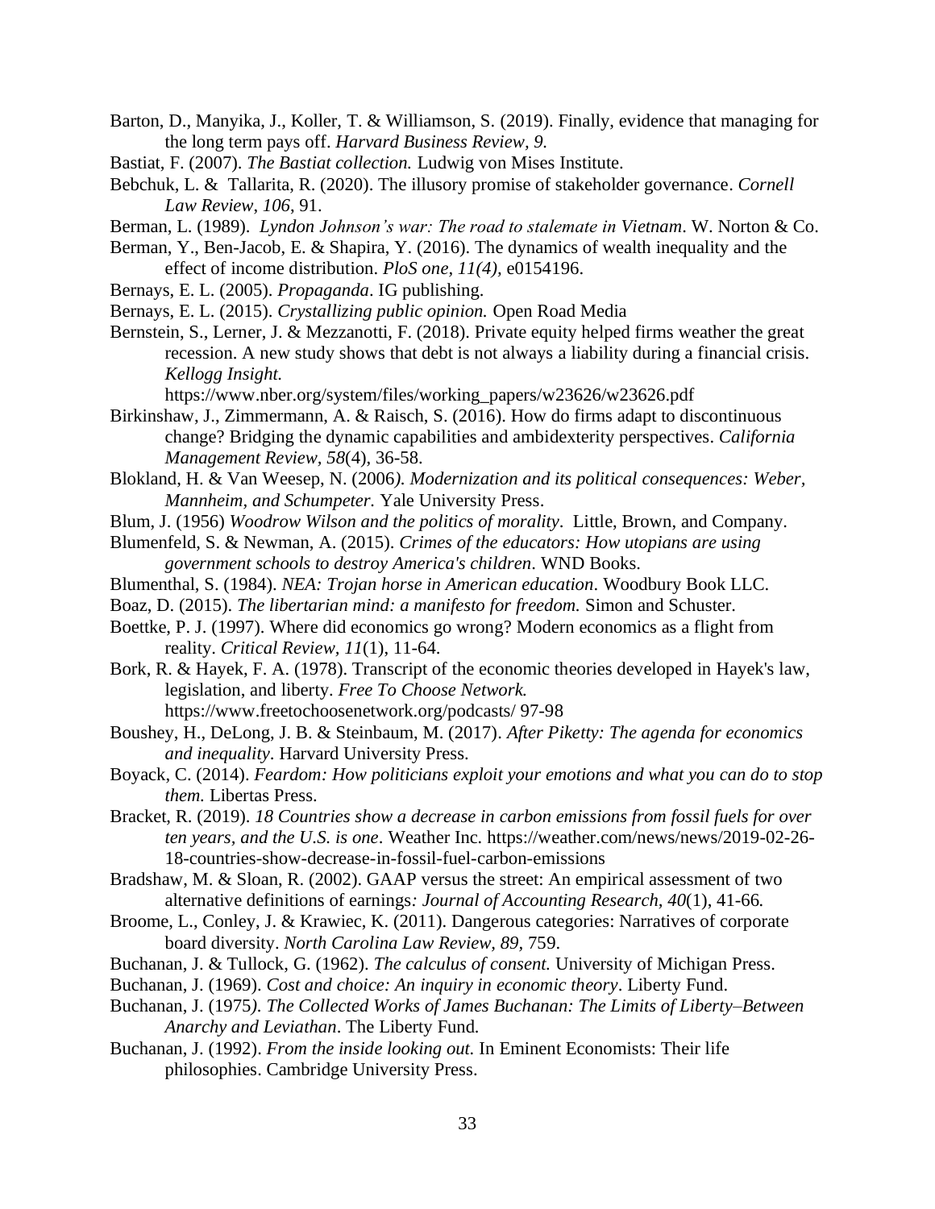Barton, D., Manyika, J., Koller, T. & Williamson, S. (2019). Finally, evidence that managing for the long term pays off. *Harvard Business Review, 9.*

Bastiat, F. (2007). *The Bastiat collection.* Ludwig von Mises Institute.

Bebchuk, L. & Tallarita, R. (2020). The illusory promise of stakeholder governance. *Cornell Law Review*, *106*, 91.

Berman, L. (1989). *Lyndon Johnson's war: The road to stalemate in Vietnam*. W. Norton & Co.

Berman, Y., Ben-Jacob, E. & Shapira, Y. (2016). The dynamics of wealth inequality and the effect of income distribution. *PloS one, 11(4),* e0154196.

Bernays, E. L. (2005). *Propaganda*. IG publishing.

Bernays, E. L. (2015). *Crystallizing public opinion.* Open Road Media

Bernstein, S., Lerner, J. & Mezzanotti, F. (2018). Private equity helped firms weather the great recession. A new study shows that debt is not always a liability during a financial crisis. *Kellogg Insight.* https://www.nber.org/system/files/working_papers/w23626/w23626.pdf

Birkinshaw, J., Zimmermann, A. & Raisch, S. (2016). How do firms adapt to discontinuous change? Bridging the dynamic capabilities and ambidexterity perspectives. *California Management Review, 58*(4), 36-58.

Blokland, H. & Van Weesep, N. (2006*). Modernization and its political consequences: Weber, Mannheim, and Schumpeter.* Yale University Press.

Blum, J. (1956) *Woodrow Wilson and the politics of morality*. Little, Brown, and Company.

Blumenfeld, S. & Newman, A. (2015). *Crimes of the educators: How utopians are using government schools to destroy America's children*. WND Books.

Blumenthal, S. (1984). *NEA: Trojan horse in American education*. Woodbury Book LLC.

Boaz, D. (2015). *The libertarian mind: a manifesto for freedom.* Simon and Schuster.

Boettke, P. J. (1997). Where did economics go wrong? Modern economics as a flight from reality. *Critical Review*, *11*(1), 11-64.

Bork, R. & Hayek, F. A. (1978). Transcript of the economic theories developed in Hayek's law, legislation, and liberty. *Free To Choose Network.* https://www.freetochoosenetwork.org/podcasts/ 97-98

Boushey, H., DeLong, J. B. & Steinbaum, M. (2017). *After Piketty: The agenda for economics and inequality*. Harvard University Press.

Boyack, C. (2014). *Feardom: How politicians exploit your emotions and what you can do to stop them.* Libertas Press.

Bracket, R. (2019). *18 Countries show a decrease in carbon emissions from fossil fuels for over ten years, and the U.S. is one*. Weather Inc. https://weather.com/news/news/2019-02-26-18-countries-show-decrease-in-fossil-fuel-carbon-emissions

Bradshaw, M. & Sloan, R. (2002). GAAP versus the street: An empirical assessment of two alternative definitions of earnings*: Journal of Accounting Research, 40*(1), 41-66*.*

Broome, L., Conley, J. & Krawiec, K. (2011). Dangerous categories: Narratives of corporate board diversity. *North Carolina Law Review, 89*, 759.

Buchanan, J. & Tullock, G. (1962). *The calculus of consent.* University of Michigan Press.

Buchanan, J. (1969). *Cost and choice: An inquiry in economic theory*. Liberty Fund.

Buchanan, J. (1975*). The Collected Works of James Buchanan: The Limits of Liberty–Between Anarchy and Leviathan*. The Liberty Fund*.*

Buchanan, J. (1992). *From the inside looking out.* In Eminent Economists: Their life philosophies. Cambridge University Press.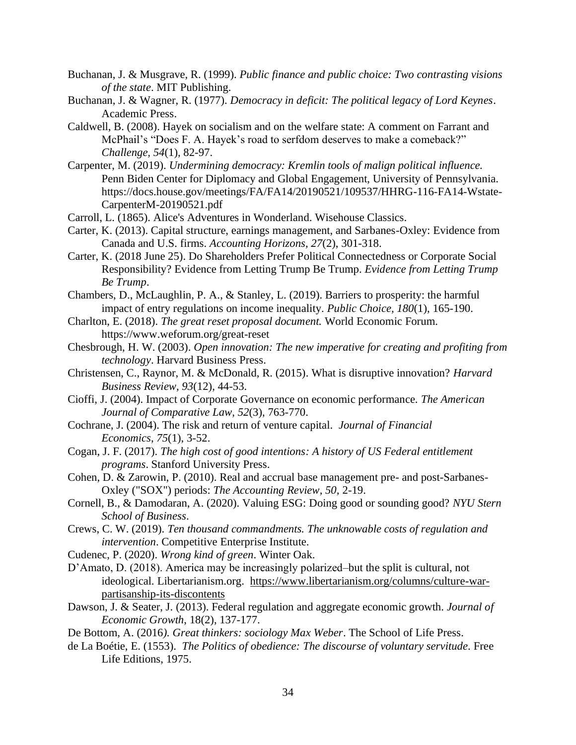Buchanan, J. & Musgrave, R. (1999). *Public finance and public choice: Two contrasting visions of the state*. MIT Publishing.

Buchanan, J. & Wagner, R. (1977). *Democracy in deficit: The political legacy of Lord Keynes*. Academic Press.

Caldwell, B. (2008). Hayek on socialism and on the welfare state: A comment on Farrant and McPhail's "Does F. A. Hayek's road to serfdom deserves to make a comeback?" *Challenge, 54*(1), 82-97.

Carpenter, M. (2019). *Undermining democracy: Kremlin tools of malign political influence.* Penn Biden Center for Diplomacy and Global Engagement, University of Pennsylvania. https://docs.house.gov/meetings/FA/FA14/20190521/109537/HHRG-116-FA14-Wstate-CarpenterM-20190521.pdf

Carroll, L. (1865). Alice's Adventures in Wonderland. Wisehouse Classics.

Carter, K. (2013). Capital structure, earnings management, and Sarbanes-Oxley: Evidence from Canada and U.S. firms. *Accounting Horizons, 27*(2), 301-318.

Carter, K. (2018 June 25). Do Shareholders Prefer Political Connectedness or Corporate Social Responsibility? Evidence from Letting Trump Be Trump. *Evidence from Letting Trump Be Trump*.

Chambers, D., McLaughlin, P. A., & Stanley, L. (2019). Barriers to prosperity: the harmful impact of entry regulations on income inequality. *Public Choice, 180*(1), 165-190.

Charlton, E. (2018). *The great reset proposal document.* World Economic Forum. https://www.weforum.org/great-reset

Chesbrough, H. W. (2003). *Open innovation: The new imperative for creating and profiting from technology*. Harvard Business Press.

Christensen, C., Raynor, M. & McDonald, R. (2015). What is disruptive innovation? *Harvard Business Review, 93*(12), 44-53.

Cioffi, J. (2004). Impact of Corporate Governance on economic performance. *The American Journal of Comparative Law, 52*(3), 763-770.

Cochrane, J. (2004). The risk and return of venture capital. *Journal of Financial Economics*, *75*(1), 3-52.

Cogan, J. F. (2017). *The high cost of good intentions: A history of US Federal entitlement programs*. Stanford University Press.

Cohen, D. & Zarowin, P. (2010). Real and accrual base management pre- and post-Sarbanes-Oxley ("SOX") periods: *The Accounting Review, 50,* 2-19.

Cornell, B., & Damodaran, A. (2020). Valuing ESG: Doing good or sounding good? *NYU Stern School of Business*.

Crews, C. W. (2019). *Ten thousand commandments. The unknowable costs of regulation and intervention*. Competitive Enterprise Institute.

Cudenec, P. (2020). *Wrong kind of green*. Winter Oak.

D'Amato, D. (2018). America may be increasingly polarized–but the split is cultural, not ideological. Libertarianism.org. https://www.libertarianism.org/columns/culture-war-partisanship-its-discontents

Dawson, J. & Seater, J. (2013). Federal regulation and aggregate economic growth. *Journal of Economic Growth*, 18(2), 137-177.

De Bottom, A. (2016*). Great thinkers: sociology Max Weber*. The School of Life Press.

de La Boétie, E. (1553). *The Politics of obedience: The discourse of voluntary servitude*. Free Life Editions, 1975.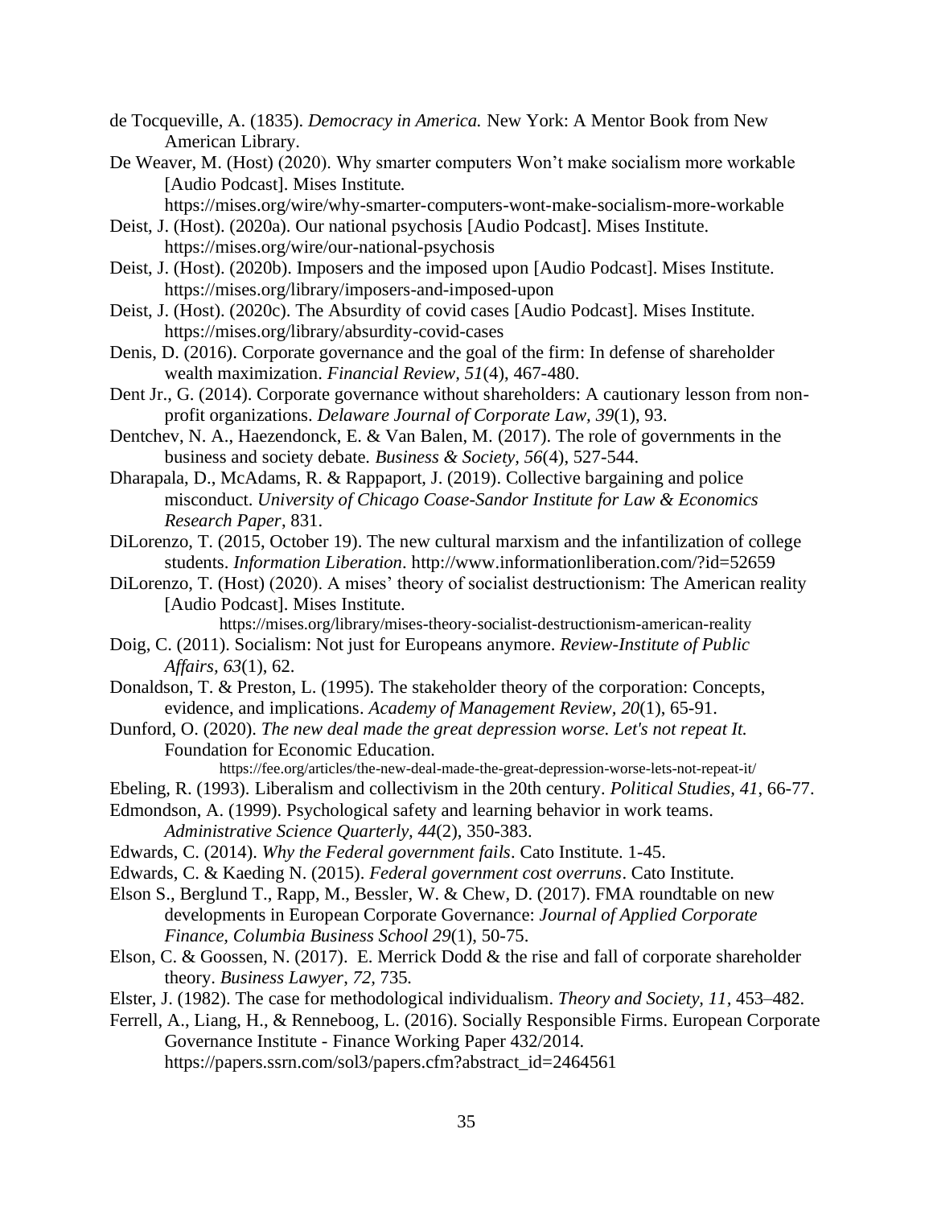de Tocqueville, A. (1835). *Democracy in America.* New York: A Mentor Book from New American Library.

De Weaver, M. (Host) (2020). Why smarter computers Won't make socialism more workable [Audio Podcast]. Mises Institute. https://mises.org/wire/why-smarter-computers-wont-make-socialism-more-workable

Deist, J. (Host). (2020a). Our national psychosis [Audio Podcast]. Mises Institute. https://mises.org/wire/our-national-psychosis

Deist, J. (Host). (2020b). Imposers and the imposed upon [Audio Podcast]. Mises Institute. https://mises.org/library/imposers-and-imposed-upon

Deist, J. (Host). (2020c). The Absurdity of covid cases [Audio Podcast]. Mises Institute. https://mises.org/library/absurdity-covid-cases

Denis, D. (2016). Corporate governance and the goal of the firm: In defense of shareholder wealth maximization. *Financial Review, 51*(4), 467-480.

Dent Jr., G. (2014). Corporate governance without shareholders: A cautionary lesson from non-profit organizations. *Delaware Journal of Corporate Law, 39*(1), 93.

Dentchev, N. A., Haezendonck, E. & Van Balen, M. (2017). The role of governments in the business and society debate. *Business & Society, 56*(4), 527-544.

Dharapala, D., McAdams, R. & Rappaport, J. (2019). Collective bargaining and police misconduct. *University of Chicago Coase-Sandor Institute for Law & Economics Research Paper*, 831.

DiLorenzo, T. (2015, October 19). The new cultural marxism and the infantilization of college students. *Information Liberation*. http://www.informationliberation.com/?id=52659

DiLorenzo, T. (Host) (2020). A mises' theory of socialist destructionism: The American reality [Audio Podcast]. Mises Institute. https://mises.org/library/mises-theory-socialist-destructionism-american-reality

Doig, C. (2011). Socialism: Not just for Europeans anymore. *Review-Institute of Public Affairs, 63*(1), 62.

Donaldson, T. & Preston, L. (1995). The stakeholder theory of the corporation: Concepts, evidence, and implications. *Academy of Management Review, 20*(1), 65-91.

Dunford, O. (2020). *The new deal made the great depression worse. Let's not repeat It.* Foundation for Economic Education. https://fee.org/articles/the-new-deal-made-the-great-depression-worse-lets-not-repeat-it/

Ebeling, R. (1993). Liberalism and collectivism in the 20th century. *Political Studies, 41*, 66-77.

Edmondson, A. (1999). Psychological safety and learning behavior in work teams. *Administrative Science Quarterly, 44*(2), 350-383.

Edwards, C. (2014). *Why the Federal government fails*. Cato Institute. 1-45.

Edwards, C. & Kaeding N. (2015). *Federal government cost overruns*. Cato Institute.

Elson S., Berglund T., Rapp, M., Bessler, W. & Chew, D. (2017). FMA roundtable on new developments in European Corporate Governance: *Journal of Applied Corporate Finance, Columbia Business School 29*(1), 50-75.

Elson, C. & Goossen, N. (2017). E. Merrick Dodd & the rise and fall of corporate shareholder theory. *Business Lawyer*, *72*, 735.

Elster, J. (1982). The case for methodological individualism. *Theory and Society, 11*, 453–482.

Ferrell, A., Liang, H., & Renneboog, L. (2016). Socially Responsible Firms. European Corporate Governance Institute - Finance Working Paper 432/2014. https://papers.ssrn.com/sol3/papers.cfm?abstract_id=2464561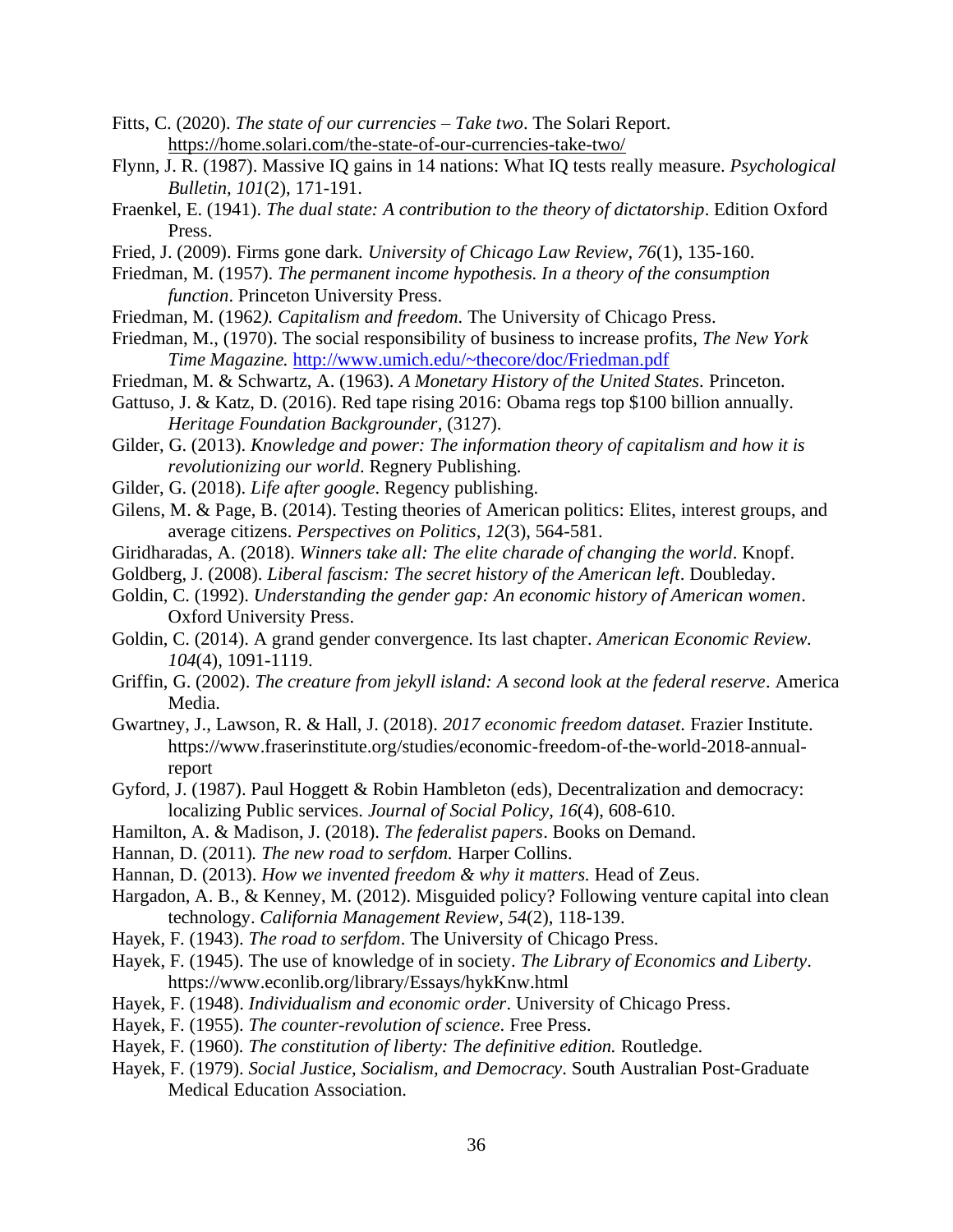Fitts, C. (2020). *The state of our currencies – Take two*. The Solari Report. https://home.solari.com/the-state-of-our-currencies-take-two/

Flynn, J. R. (1987). Massive IQ gains in 14 nations: What IQ tests really measure. *Psychological Bulletin*, *101*(2), 171-191.

Fraenkel, E. (1941). *The dual state: A contribution to the theory of dictatorship*. Edition Oxford Press.

Fried, J. (2009). Firms gone dark. *University of Chicago Law Review*, *76*(1), 135-160.

Friedman, M. (1957). *The permanent income hypothesis. In a theory of the consumption function*. Princeton University Press.

Friedman, M. (1962*). Capitalism and freedom.* The University of Chicago Press.

Friedman, M., (1970). The social responsibility of business to increase profits, *The New York Time Magazine.* http://www.umich.edu/~thecore/doc/Friedman.pdf

Friedman, M. & Schwartz, A. (1963). *A Monetary History of the United States*. Princeton.

Gattuso, J. & Katz, D. (2016). Red tape rising 2016: Obama regs top $100 billion annually. *Heritage Foundation Backgrounder*, (3127).

Gilder, G. (2013). *Knowledge and power: The information theory of capitalism and how it is revolutionizing our world*. Regnery Publishing.

Gilder, G. (2018). *Life after google*. Regency publishing.

Gilens, M. & Page, B. (2014). Testing theories of American politics: Elites, interest groups, and average citizens. *Perspectives on Politics*, *12*(3), 564-581.

Giridharadas, A. (2018). *Winners take all: The elite charade of changing the world*. Knopf.

Goldberg, J. (2008). *Liberal fascism: The secret history of the American left*. Doubleday.

Goldin, C. (1992). *Understanding the gender gap: An economic history of American women*. Oxford University Press.

Goldin, C. (2014). A grand gender convergence. Its last chapter. *American Economic Review. 104*(4), 1091-1119.

Griffin, G. (2002). *The creature from jekyll island: A second look at the federal reserve*. America Media.

Gwartney, J., Lawson, R. & Hall, J. (2018). *2017 economic freedom dataset.* Frazier Institute. https://www.fraserinstitute.org/studies/economic-freedom-of-the-world-2018-annual-report

Gyford, J. (1987). Paul Hoggett & Robin Hambleton (eds), Decentralization and democracy: localizing Public services. *Journal of Social Policy*, *16*(4), 608-610.

Hamilton, A. & Madison, J. (2018). *The federalist papers*. Books on Demand.

Hannan, D. (2011)*. The new road to serfdom.* Harper Collins.

Hannan, D. (2013). *How we invented freedom & why it matters.* Head of Zeus.

Hargadon, A. B., & Kenney, M. (2012). Misguided policy? Following venture capital into clean technology. *California Management Review*, *54*(2), 118-139.

Hayek, F. (1943). *The road to serfdom*. The University of Chicago Press.

Hayek, F. (1945). The use of knowledge of in society. *The Library of Economics and Liberty*. https://www.econlib.org/library/Essays/hykKnw.html

Hayek, F. (1948). *Individualism and economic order*. University of Chicago Press.

Hayek, F. (1955). *The counter-revolution of science*. Free Press.

Hayek, F. (1960). *The constitution of liberty: The definitive edition.* Routledge.

Hayek, F. (1979). *Social Justice, Socialism, and Democracy*. South Australian Post-Graduate Medical Education Association.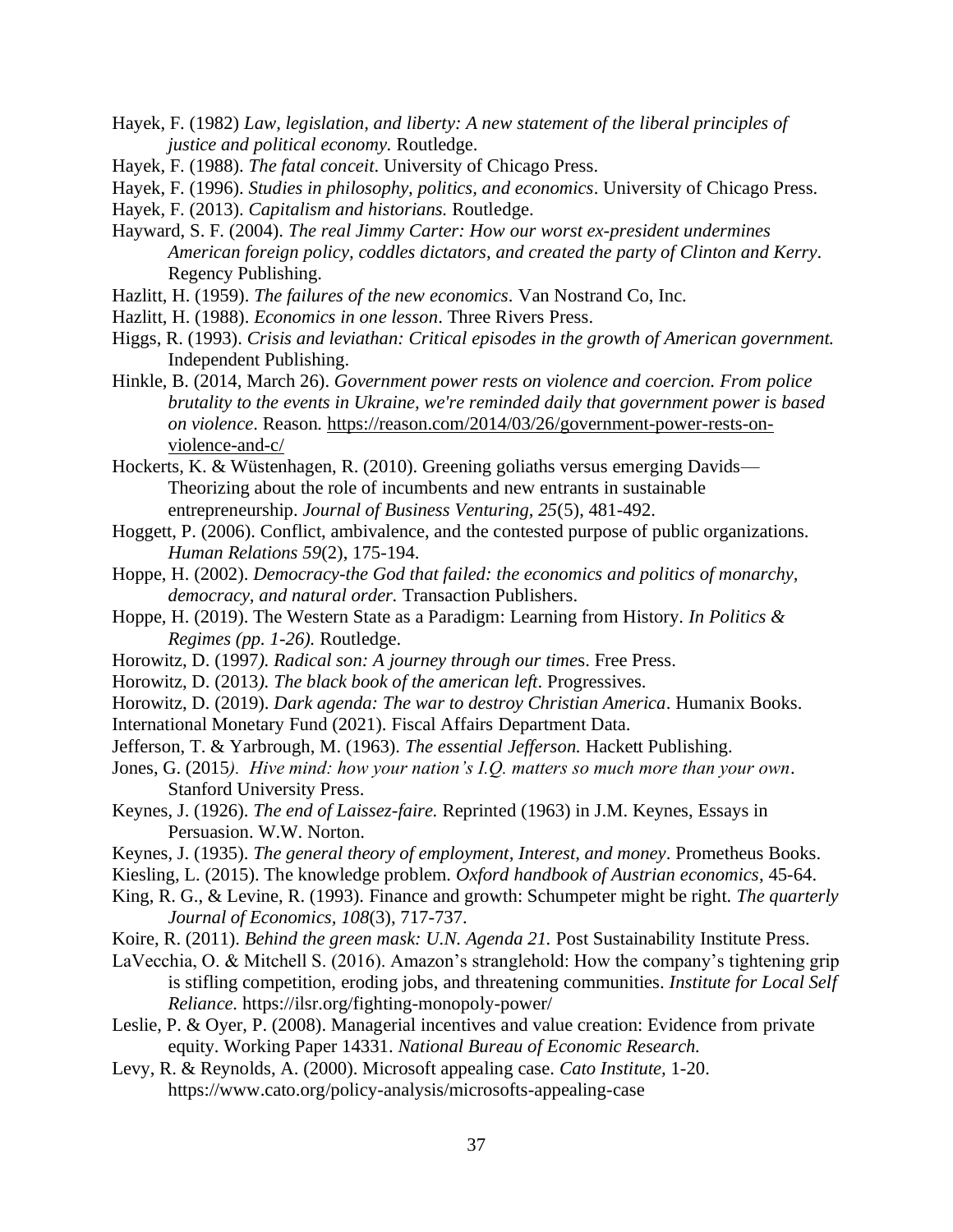Hayek, F. (1982) *Law, legislation, and liberty: A new statement of the liberal principles of justice and political economy.* Routledge.

Hayek, F. (1988). *The fatal conceit*. University of Chicago Press.

Hayek, F. (1996). *Studies in philosophy, politics, and economics*. University of Chicago Press.

Hayek, F. (2013). *Capitalism and historians.* Routledge.

Hayward, S. F. (2004). *The real Jimmy Carter: How our worst ex-president undermines American foreign policy, coddles dictators, and created the party of Clinton and Kerry*. Regency Publishing.

Hazlitt, H. (1959). *The failures of the new economics*. Van Nostrand Co, Inc.

Hazlitt, H. (1988). *Economics in one lesson*. Three Rivers Press.

Higgs, R. (1993). *Crisis and leviathan: Critical episodes in the growth of American government.* Independent Publishing.

Hinkle, B. (2014, March 26). *Government power rests on violence and coercion. From police brutality to the events in Ukraine, we're reminded daily that government power is based on violence*. Reason. https://reason.com/2014/03/26/government-power-rests-on-violence-and-c/

Hockerts, K. & Wüstenhagen, R. (2010). Greening goliaths versus emerging Davids—Theorizing about the role of incumbents and new entrants in sustainable entrepreneurship. *Journal of Business Venturing, 25*(5), 481-492.

Hoggett, P. (2006). Conflict, ambivalence, and the contested purpose of public organizations. *Human Relations 59*(2), 175-194.

Hoppe, H. (2002). *Democracy-the God that failed: the economics and politics of monarchy, democracy, and natural order.* Transaction Publishers.

Hoppe, H. (2019). The Western State as a Paradigm: Learning from History. *In Politics & Regimes (pp. 1-26).* Routledge.

Horowitz, D. (1997*). Radical son: A journey through our time*s. Free Press.

Horowitz, D. (2013*). The black book of the american left*. Progressives.

Horowitz, D. (2019). *Dark agenda: The war to destroy Christian America*. Humanix Books.

International Monetary Fund (2021). Fiscal Affairs Department Data.

Jefferson, T. & Yarbrough, M. (1963). *The essential Jefferson.* Hackett Publishing.

Jones, G. (2015*). Hive mind: how your nation's I.Q. matters so much more than your own*. Stanford University Press.

Keynes, J. (1926). *The end of Laissez-faire.* Reprinted (1963) in J.M. Keynes, Essays in Persuasion. W.W. Norton.

Keynes, J. (1935). *The general theory of employment, Interest, and money*. Prometheus Books.

Kiesling, L. (2015). The knowledge problem. *Oxford handbook of Austrian economics*, 45-64.

King, R. G., & Levine, R. (1993). Finance and growth: Schumpeter might be right. *The quarterly Journal of Economics, 108*(3), 717-737.

Koire, R. (2011). *Behind the green mask: U.N. Agenda 21.* Post Sustainability Institute Press.

LaVecchia, O. & Mitchell S. (2016). Amazon's stranglehold: How the company's tightening grip is stifling competition, eroding jobs, and threatening communities. *Institute for Local Self Reliance*. https://ilsr.org/fighting-monopoly-power/

Leslie, P. & Oyer, P. (2008). Managerial incentives and value creation: Evidence from private equity. Working Paper 14331. *National Bureau of Economic Research.*

Levy, R. & Reynolds, A. (2000). Microsoft appealing case. *Cato Institute,* 1-20. https://www.cato.org/policy-analysis/microsofts-appealing-case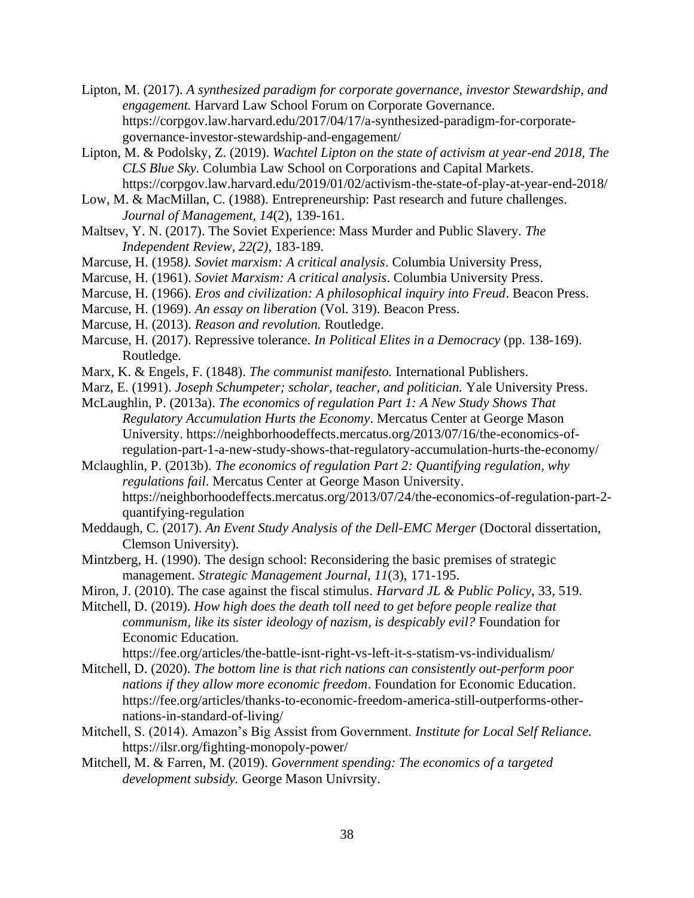Lipton, M. (2017). *A synthesized paradigm for corporate governance, investor Stewardship, and engagement.* Harvard Law School Forum on Corporate Governance. https://corpgov.law.harvard.edu/2017/04/17/a-synthesized-paradigm-for-corporate-governance-investor-stewardship-and-engagement/

Lipton, M. & Podolsky, Z. (2019). *Wachtel Lipton on the state of activism at year-end 2018, The CLS Blue Sky.* Columbia Law School on Corporations and Capital Markets. https://corpgov.law.harvard.edu/2019/01/02/activism-the-state-of-play-at-year-end-2018/

Low, M. & MacMillan, C. (1988). Entrepreneurship: Past research and future challenges. *Journal of Management, 14*(2), 139-161.

Maltsev, Y. N. (2017). The Soviet Experience: Mass Murder and Public Slavery. *The Independent Review, 22(2)*, 183-189.

Marcuse, H. (1958*). Soviet marxism: A critical analysis*. Columbia University Press,

Marcuse, H. (1961). *Soviet Marxism: A critical analysis*. Columbia University Press.

Marcuse, H. (1966). *Eros and civilization: A philosophical inquiry into Freud*. Beacon Press.

Marcuse, H. (1969). *An essay on liberation* (Vol. 319). Beacon Press.

Marcuse, H. (2013). *Reason and revolution.* Routledge.

Marcuse, H. (2017). Repressive tolerance. *In Political Elites in a Democracy* (pp. 138-169). Routledge.

Marx, K. & Engels, F. (1848). *The communist manifesto.* International Publishers.

Marz, E. (1991). *Joseph Schumpeter; scholar, teacher, and politician.* Yale University Press.

McLaughlin, P. (2013a). *The economics of regulation Part 1: A New Study Shows That Regulatory Accumulation Hurts the Economy*. Mercatus Center at George Mason University. https://neighborhoodeffects.mercatus.org/2013/07/16/the-economics-of-regulation-part-1-a-new-study-shows-that-regulatory-accumulation-hurts-the-economy/

Mclaughlin, P. (2013b). *The economics of regulation Part 2: Quantifying regulation, why regulations fail*. Mercatus Center at George Mason University. https://neighborhoodeffects.mercatus.org/2013/07/24/the-economics-of-regulation-part-2-quantifying-regulation

Meddaugh, C. (2017). *An Event Study Analysis of the Dell-EMC Merger* (Doctoral dissertation, Clemson University).

Mintzberg, H. (1990). The design school: Reconsidering the basic premises of strategic management. *Strategic Management Journal, 11*(3), 171-195.

Miron, J. (2010). The case against the fiscal stimulus. *Harvard JL & Public Policy*, 33, 519.

Mitchell, D. (2019). *How high does the death toll need to get before people realize that communism, like its sister ideology of nazism, is despicably evil?* Foundation for Economic Education. https://fee.org/articles/the-battle-isnt-right-vs-left-it-s-statism-vs-individualism/

Mitchell, D. (2020). *The bottom line is that rich nations can consistently out-perform poor nations if they allow more economic freedom*. Foundation for Economic Education. https://fee.org/articles/thanks-to-economic-freedom-america-still-outperforms-other-nations-in-standard-of-living/

Mitchell, S. (2014). Amazon's Big Assist from Government. *Institute for Local Self Reliance.* https://ilsr.org/fighting-monopoly-power/

Mitchell, M. & Farren, M. (2019). *Government spending: The economics of a targeted development subsidy.* George Mason Univrsity.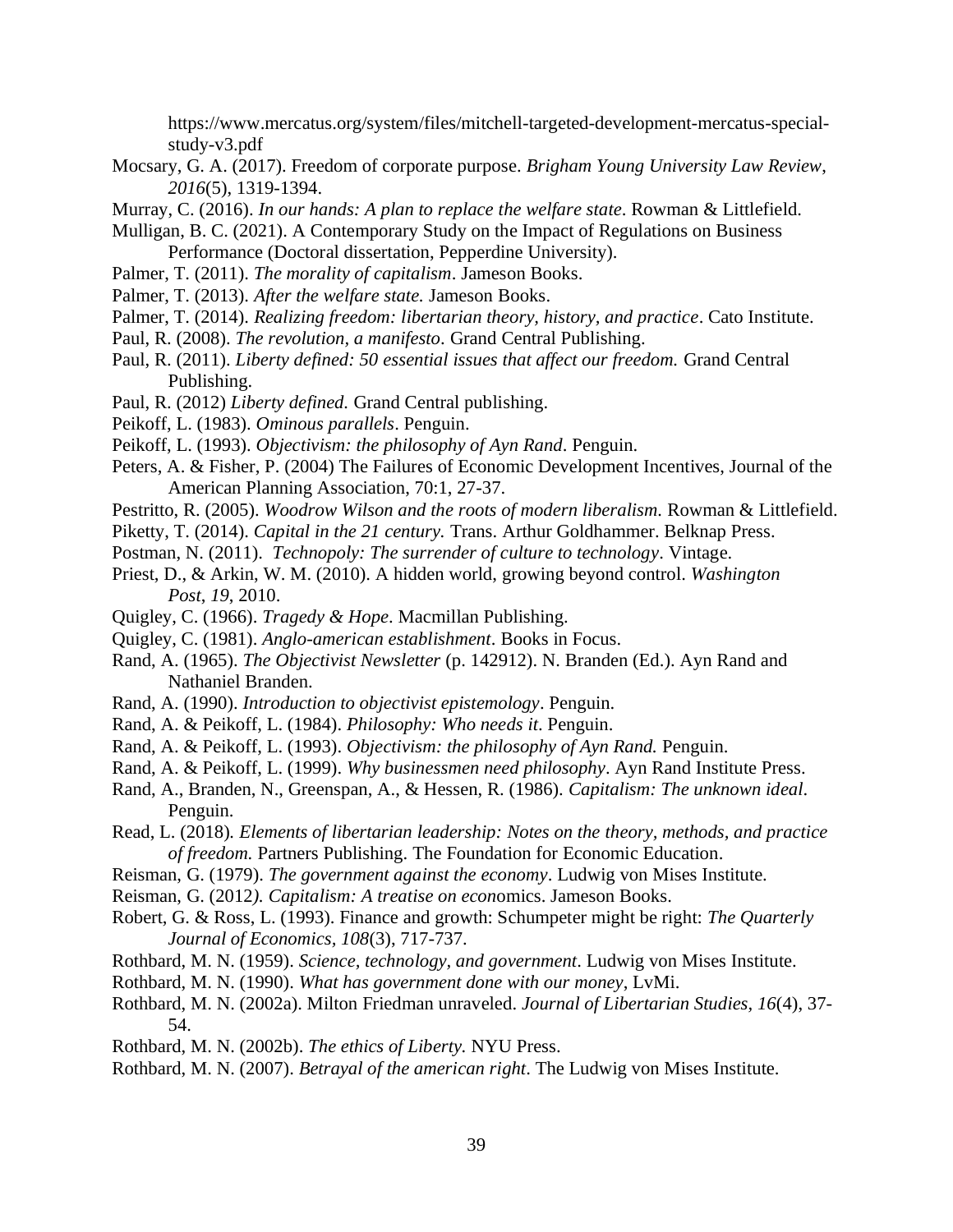https://www.mercatus.org/system/files/mitchell-targeted-development-mercatus-special-study-v3.pdf

Mocsary, G. A. (2017). Freedom of corporate purpose. *Brigham Young University Law Review*, *2016*(5), 1319-1394.

Murray, C. (2016). *In our hands: A plan to replace the welfare state*. Rowman & Littlefield.

Mulligan, B. C. (2021). A Contemporary Study on the Impact of Regulations on Business Performance (Doctoral dissertation, Pepperdine University).

Palmer, T. (2011). *The morality of capitalism*. Jameson Books.

Palmer, T. (2013). *After the welfare state.* Jameson Books.

Palmer, T. (2014). *Realizing freedom: libertarian theory, history, and practice*. Cato Institute.

Paul, R. (2008). *The revolution, a manifesto*. Grand Central Publishing.

Paul, R. (2011). *Liberty defined: 50 essential issues that affect our freedom.* Grand Central Publishing.

Paul, R. (2012) *Liberty defined.* Grand Central publishing.

Peikoff, L. (1983). *Ominous parallels*. Penguin.

Peikoff, L. (1993). *Objectivism: the philosophy of Ayn Rand*. Penguin.

Peters, A. & Fisher, P. (2004) The Failures of Economic Development Incentives, Journal of the American Planning Association, 70:1, 27-37.

Pestritto, R. (2005). *Woodrow Wilson and the roots of modern liberalism.* Rowman & Littlefield.

Piketty, T. (2014). *Capital in the 21 century.* Trans. Arthur Goldhammer. Belknap Press.

Postman, N. (2011). *Technopoly: The surrender of culture to technology*. Vintage.

Priest, D., & Arkin, W. M. (2010). A hidden world, growing beyond control. *Washington Post*, *19*, 2010.

Quigley, C. (1966). *Tragedy & Hope*. Macmillan Publishing.

Quigley, C. (1981). *Anglo-american establishment*. Books in Focus.

Rand, A. (1965). *The Objectivist Newsletter* (p. 142912). N. Branden (Ed.). Ayn Rand and Nathaniel Branden.

Rand, A. (1990). *Introduction to objectivist epistemology*. Penguin.

Rand, A. & Peikoff, L. (1984). *Philosophy: Who needs it*. Penguin.

Rand, A. & Peikoff, L. (1993). *Objectivism: the philosophy of Ayn Rand.* Penguin.

Rand, A. & Peikoff, L. (1999). *Why businessmen need philosophy*. Ayn Rand Institute Press.

Rand, A., Branden, N., Greenspan, A., & Hessen, R. (1986). *Capitalism: The unknown ideal*. Penguin.

Read, L. (2018). *Elements of libertarian leadership: Notes on the theory, methods, and practice of freedom.* Partners Publishing. The Foundation for Economic Education.

Reisman, G. (1979). *The government against the economy*. Ludwig von Mises Institute.

Reisman, G. (2012*). Capitalism: A treatise on econ*omics. Jameson Books.

Robert, G. & Ross, L. (1993). Finance and growth: Schumpeter might be right: *The Quarterly Journal of Economics*, *108*(3), 717-737.

Rothbard, M. N. (1959). *Science, technology, and government*. Ludwig von Mises Institute.

Rothbard, M. N. (1990). *What has government done with our money*, LvMi.

Rothbard, M. N. (2002a). Milton Friedman unraveled. *Journal of Libertarian Studies*, *16*(4), 37-54.

Rothbard, M. N. (2002b). *The ethics of Liberty.* NYU Press.

Rothbard, M. N. (2007). *Betrayal of the american right*. The Ludwig von Mises Institute.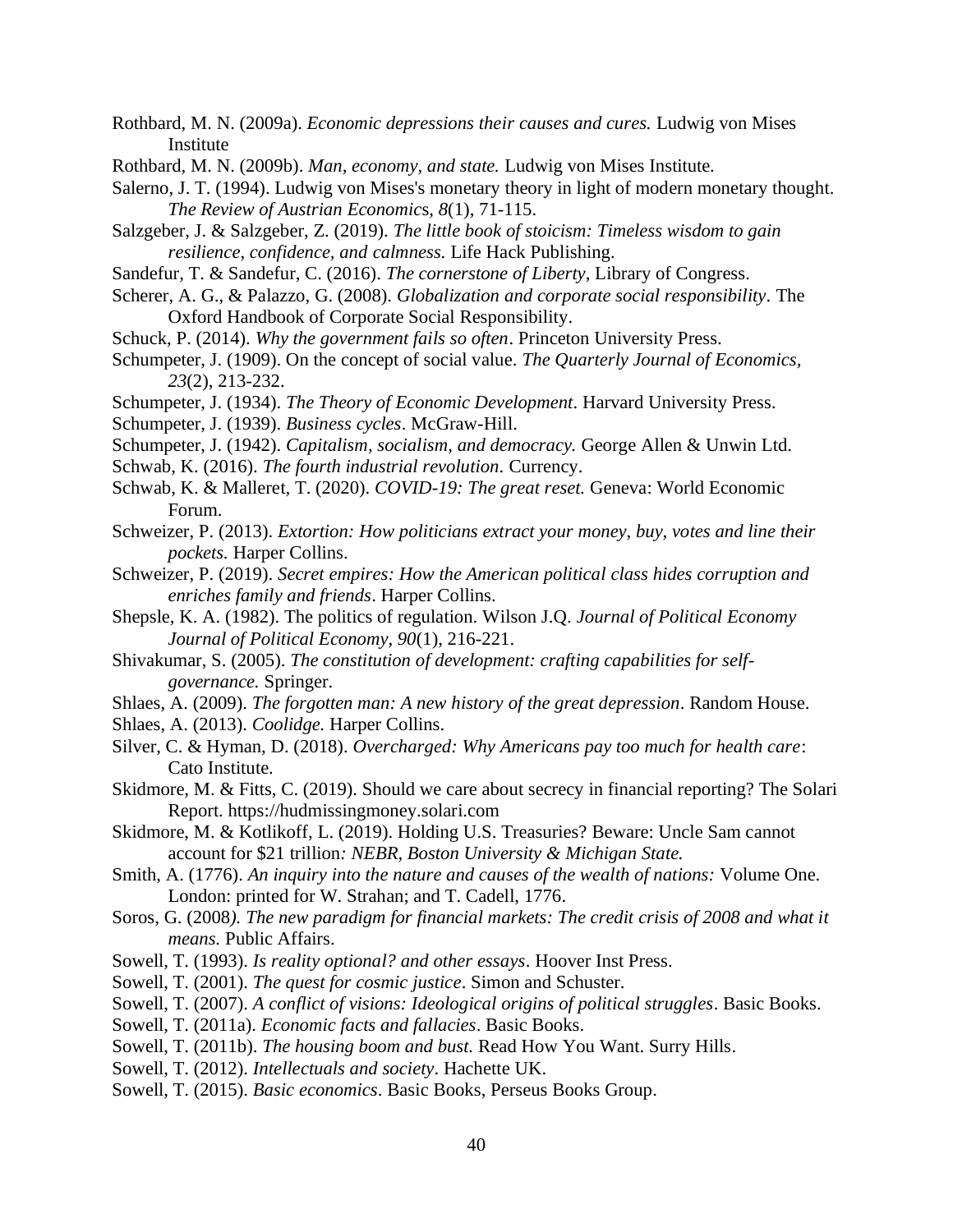Rothbard, M. N. (2009a). *Economic depressions their causes and cures.* Ludwig von Mises Institute

Rothbard, M. N. (2009b). *Man, economy, and state.* Ludwig von Mises Institute.

Salerno, J. T. (1994). Ludwig von Mises's monetary theory in light of modern monetary thought. *The Review of Austrian Economics*, *8*(1), 71-115.

Salzgeber, J. & Salzgeber, Z. (2019). *The little book of stoicism: Timeless wisdom to gain resilience, confidence, and calmness.* Life Hack Publishing.

Sandefur, T. & Sandefur, C. (2016). *The cornerstone of Liberty*, Library of Congress.

Scherer, A. G., & Palazzo, G. (2008). *Globalization and corporate social responsibility*. The Oxford Handbook of Corporate Social Responsibility.

Schuck, P. (2014). *Why the government fails so often*. Princeton University Press.

Schumpeter, J. (1909). On the concept of social value. *The Quarterly Journal of Economics*, *23*(2), 213-232.

Schumpeter, J. (1934). *The Theory of Economic Development*. Harvard University Press.

Schumpeter, J. (1939). *Business cycles*. McGraw-Hill.

Schumpeter, J. (1942). *Capitalism, socialism, and democracy.* George Allen & Unwin Ltd.

Schwab, K. (2016). *The fourth industrial revolution*. Currency.

Schwab, K. & Malleret, T. (2020). *COVID-19: The great reset.* Geneva: World Economic Forum.

Schweizer, P. (2013). *Extortion: How politicians extract your money, buy, votes and line their pockets.* Harper Collins.

Schweizer, P. (2019). *Secret empires: How the American political class hides corruption and enriches family and friends*. Harper Collins.

Shepsle, K. A. (1982). The politics of regulation. Wilson J.Q. *Journal of Political Economy Journal of Political Economy, 90*(1), 216-221.

Shivakumar, S. (2005). *The constitution of development: crafting capabilities for self-governance.* Springer.

Shlaes, A. (2009). *The forgotten man: A new history of the great depression*. Random House.

Shlaes, A. (2013). *Coolidge.* Harper Collins.

Silver, C. & Hyman, D. (2018). *Overcharged: Why Americans pay too much for health care*: Cato Institute.

Skidmore, M. & Fitts, C. (2019). Should we care about secrecy in financial reporting? The Solari Report. https://hudmissingmoney.solari.com

Skidmore, M. & Kotlikoff, L. (2019). Holding U.S. Treasuries? Beware: Uncle Sam cannot account for $21 trillion*: NEBR, Boston University & Michigan State.*

Smith, A. (1776). *An inquiry into the nature and causes of the wealth of nations:* Volume One. London: printed for W. Strahan; and T. Cadell, 1776.

Soros, G. (2008*). The new paradigm for financial markets: The credit crisis of 2008 and what it means.* Public Affairs.

Sowell, T. (1993). *Is reality optional? and other essays*. Hoover Inst Press.

Sowell, T. (2001). *The quest for cosmic justice*. Simon and Schuster.

Sowell, T. (2007). *A conflict of visions: Ideological origins of political struggles*. Basic Books.

Sowell, T. (2011a). *Economic facts and fallacies*. Basic Books.

Sowell, T. (2011b). *The housing boom and bust.* Read How You Want. Surry Hills.

Sowell, T. (2012). *Intellectuals and society*. Hachette UK.

Sowell, T. (2015). *Basic economics*. Basic Books, Perseus Books Group.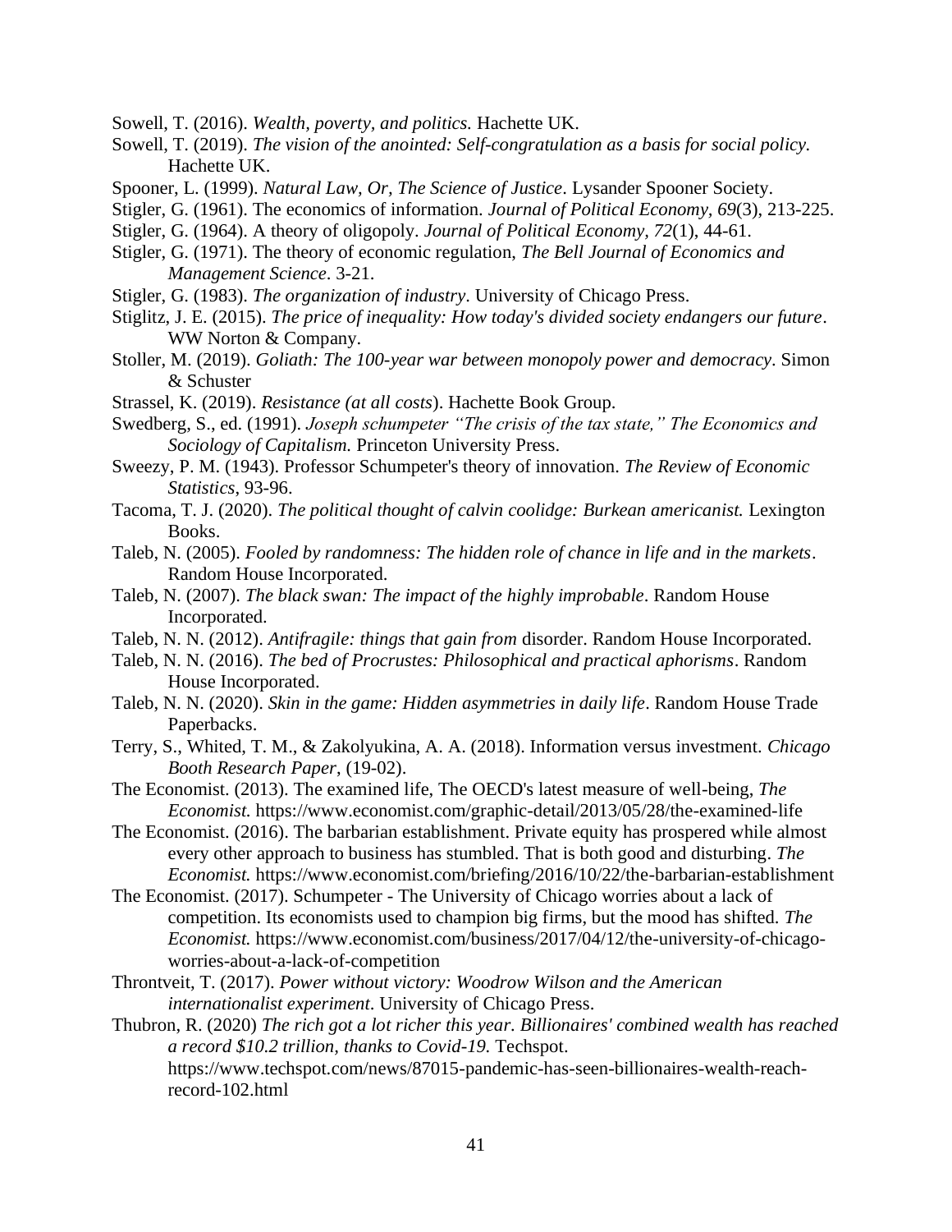Sowell, T. (2016). *Wealth, poverty, and politics.* Hachette UK.

Sowell, T. (2019). *The vision of the anointed: Self-congratulation as a basis for social policy.* Hachette UK.

Spooner, L. (1999). *Natural Law, Or, The Science of Justice*. Lysander Spooner Society.

Stigler, G. (1961). The economics of information. *Journal of Political Economy, 69*(3), 213-225.

Stigler, G. (1964). A theory of oligopoly. *Journal of Political Economy, 72*(1), 44-61.

Stigler, G. (1971). The theory of economic regulation, *The Bell Journal of Economics and Management Science*. 3-21.

Stigler, G. (1983). *The organization of industry*. University of Chicago Press.

Stiglitz, J. E. (2015). *The price of inequality: How today's divided society endangers our future*. WW Norton & Company.

Stoller, M. (2019). *Goliath: The 100-year war between monopoly power and democracy*. Simon & Schuster

Strassel, K. (2019). *Resistance (at all costs*). Hachette Book Group.

Swedberg, S., ed. (1991). *Joseph schumpeter "The crisis of the tax state," The Economics and Sociology of Capitalism.* Princeton University Press.

Sweezy, P. M. (1943). Professor Schumpeter's theory of innovation. *The Review of Economic Statistics*, 93-96.

Tacoma, T. J. (2020). *The political thought of calvin coolidge: Burkean americanist.* Lexington Books.

Taleb, N. (2005). *Fooled by randomness: The hidden role of chance in life and in the markets*. Random House Incorporated.

Taleb, N. (2007). *The black swan: The impact of the highly improbable*. Random House Incorporated.

Taleb, N. N. (2012). *Antifragile: things that gain from* disorder. Random House Incorporated.

Taleb, N. N. (2016). *The bed of Procrustes: Philosophical and practical aphorisms*. Random House Incorporated.

Taleb, N. N. (2020). *Skin in the game: Hidden asymmetries in daily life*. Random House Trade Paperbacks.

Terry, S., Whited, T. M., & Zakolyukina, A. A. (2018). Information versus investment. *Chicago Booth Research Paper*, (19-02).

The Economist. (2013). The examined life, The OECD's latest measure of well-being, *The Economist.* https://www.economist.com/graphic-detail/2013/05/28/the-examined-life

The Economist. (2016). The barbarian establishment. Private equity has prospered while almost every other approach to business has stumbled. That is both good and disturbing. *The Economist.* https://www.economist.com/briefing/2016/10/22/the-barbarian-establishment

The Economist. (2017). Schumpeter - The University of Chicago worries about a lack of competition. Its economists used to champion big firms, but the mood has shifted. *The Economist.* https://www.economist.com/business/2017/04/12/the-university-of-chicago-worries-about-a-lack-of-competition

Throntveit, T. (2017). *Power without victory: Woodrow Wilson and the American internationalist experiment*. University of Chicago Press.

Thubron, R. (2020) *The rich got a lot richer this year. Billionaires' combined wealth has reached a record $10.2 trillion, thanks to Covid-19.* Techspot. https://www.techspot.com/news/87015-pandemic-has-seen-billionaires-wealth-reach-record-102.html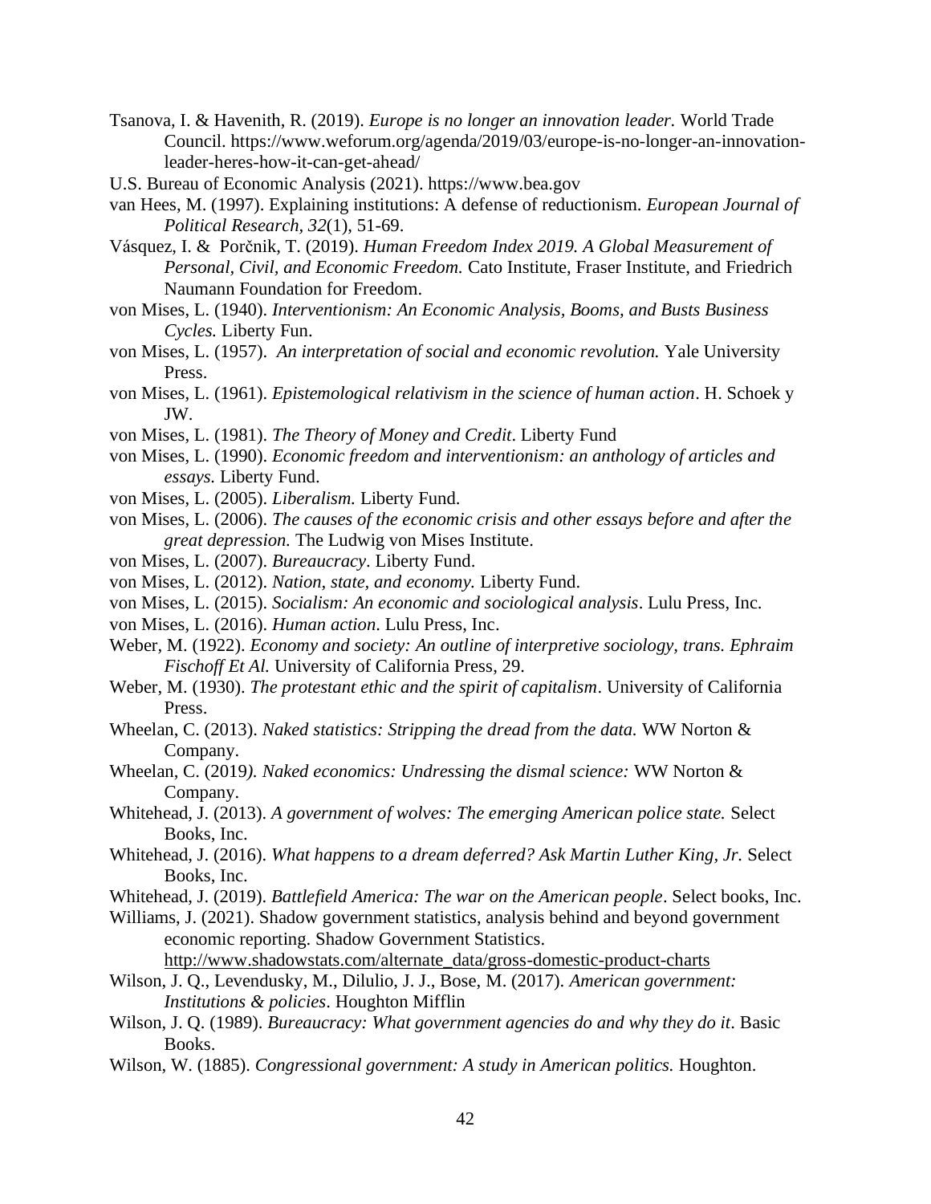Tsanova, I. & Havenith, R. (2019). *Europe is no longer an innovation leader.* World Trade Council. https://www.weforum.org/agenda/2019/03/europe-is-no-longer-an-innovation-leader-heres-how-it-can-get-ahead/

U.S. Bureau of Economic Analysis (2021). https://www.bea.gov

van Hees, M. (1997). Explaining institutions: A defense of reductionism. *European Journal of Political Research, 32*(1), 51-69.

Vásquez, I. & Porčnik, T. (2019). *Human Freedom Index 2019. A Global Measurement of Personal, Civil, and Economic Freedom.* Cato Institute, Fraser Institute, and Friedrich Naumann Foundation for Freedom.

von Mises, L. (1940). *Interventionism: An Economic Analysis, Booms, and Busts Business Cycles.* Liberty Fun.

von Mises, L. (1957). *An interpretation of social and economic revolution.* Yale University Press.

von Mises, L. (1961). *Epistemological relativism in the science of human action*. H. Schoek y JW.

von Mises, L. (1981). *The Theory of Money and Credit*. Liberty Fund

von Mises, L. (1990). *Economic freedom and interventionism: an anthology of articles and essays.* Liberty Fund.

von Mises, L. (2005). *Liberalism.* Liberty Fund.

von Mises, L. (2006). *The causes of the economic crisis and other essays before and after the great depression.* The Ludwig von Mises Institute.

von Mises, L. (2007). *Bureaucracy*. Liberty Fund.

von Mises, L. (2012). *Nation, state, and economy.* Liberty Fund.

von Mises, L. (2015). *Socialism: An economic and sociological analysis*. Lulu Press, Inc.

von Mises, L. (2016). *Human action*. Lulu Press, Inc.

Weber, M. (1922). *Economy and society: An outline of interpretive sociology, trans. Ephraim Fischoff Et Al.* University of California Press, 29.

Weber, M. (1930). *The protestant ethic and the spirit of capitalism*. University of California Press.

Wheelan, C. (2013). *Naked statistics: Stripping the dread from the data.* WW Norton & Company.

Wheelan, C. (2019*). Naked economics: Undressing the dismal science:* WW Norton & Company.

Whitehead, J. (2013). *A government of wolves: The emerging American police state.* Select Books, Inc.

Whitehead, J. (2016). *What happens to a dream deferred? Ask Martin Luther King, Jr.* Select Books, Inc.

Whitehead, J. (2019). *Battlefield America: The war on the American people*. Select books, Inc.

Williams, J. (2021). Shadow government statistics, analysis behind and beyond government economic reporting. Shadow Government Statistics. http://www.shadowstats.com/alternate_data/gross-domestic-product-charts

Wilson, J. Q., Levendusky, M., Dilulio, J. J., Bose, M. (2017). *American government: Institutions & policies*. Houghton Mifflin

Wilson, J. Q. (1989). *Bureaucracy: What government agencies do and why they do it*. Basic Books.

Wilson, W. (1885). *Congressional government: A study in American politics.* Houghton.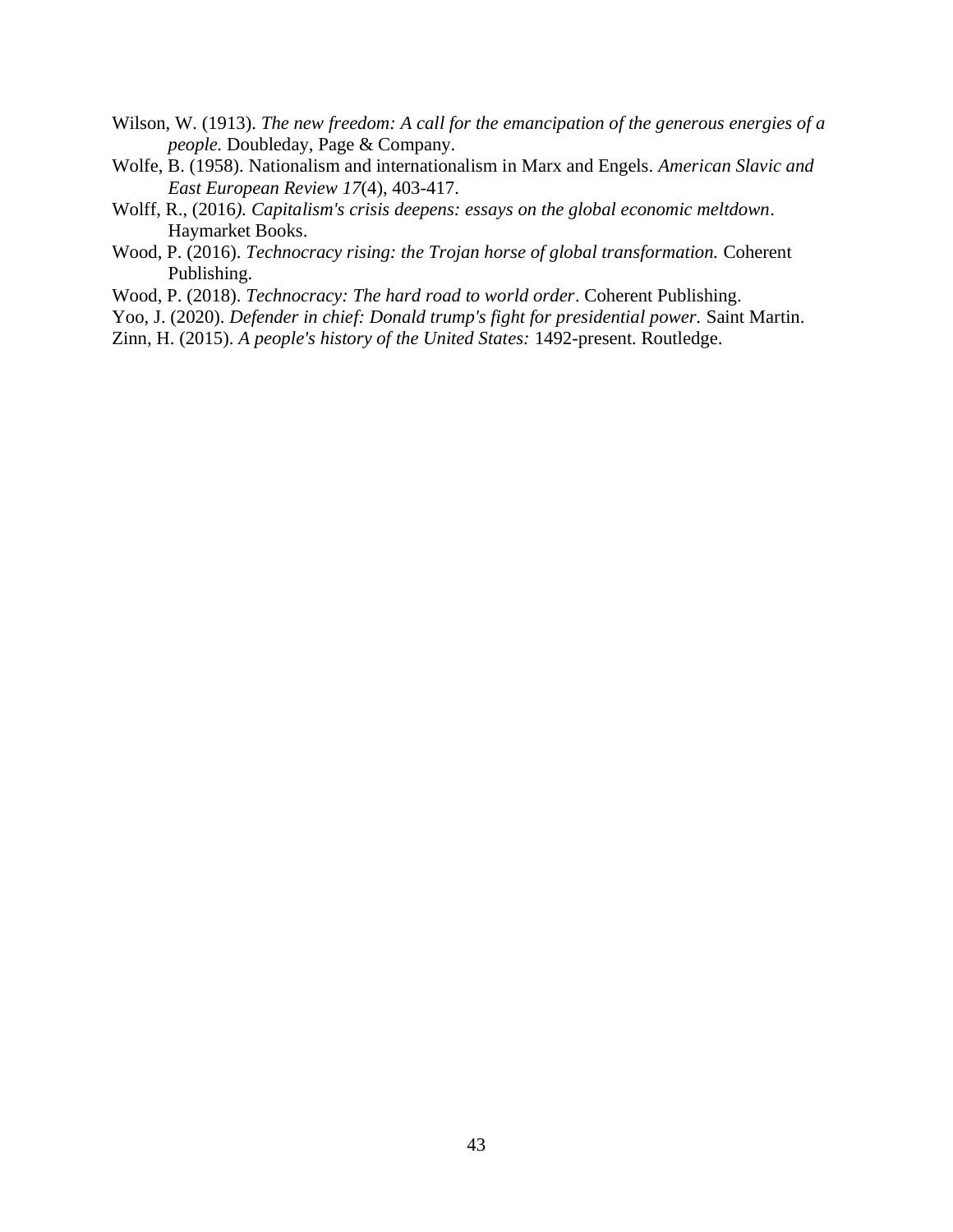Wilson, W. (1913). *The new freedom: A call for the emancipation of the generous energies of a people.* Doubleday, Page & Company.

Wolfe, B. (1958). Nationalism and internationalism in Marx and Engels. *American Slavic and East European Review 17*(4), 403-417.

Wolff, R., (2016*). Capitalism's crisis deepens: essays on the global economic meltdown*. Haymarket Books.

Wood, P. (2016). *Technocracy rising: the Trojan horse of global transformation.* Coherent Publishing.

Wood, P. (2018). *Technocracy: The hard road to world order*. Coherent Publishing.

Yoo, J. (2020). *Defender in chief: Donald trump's fight for presidential power.* Saint Martin.

Zinn, H. (2015). *A people's history of the United States:* 1492-present. Routledge.